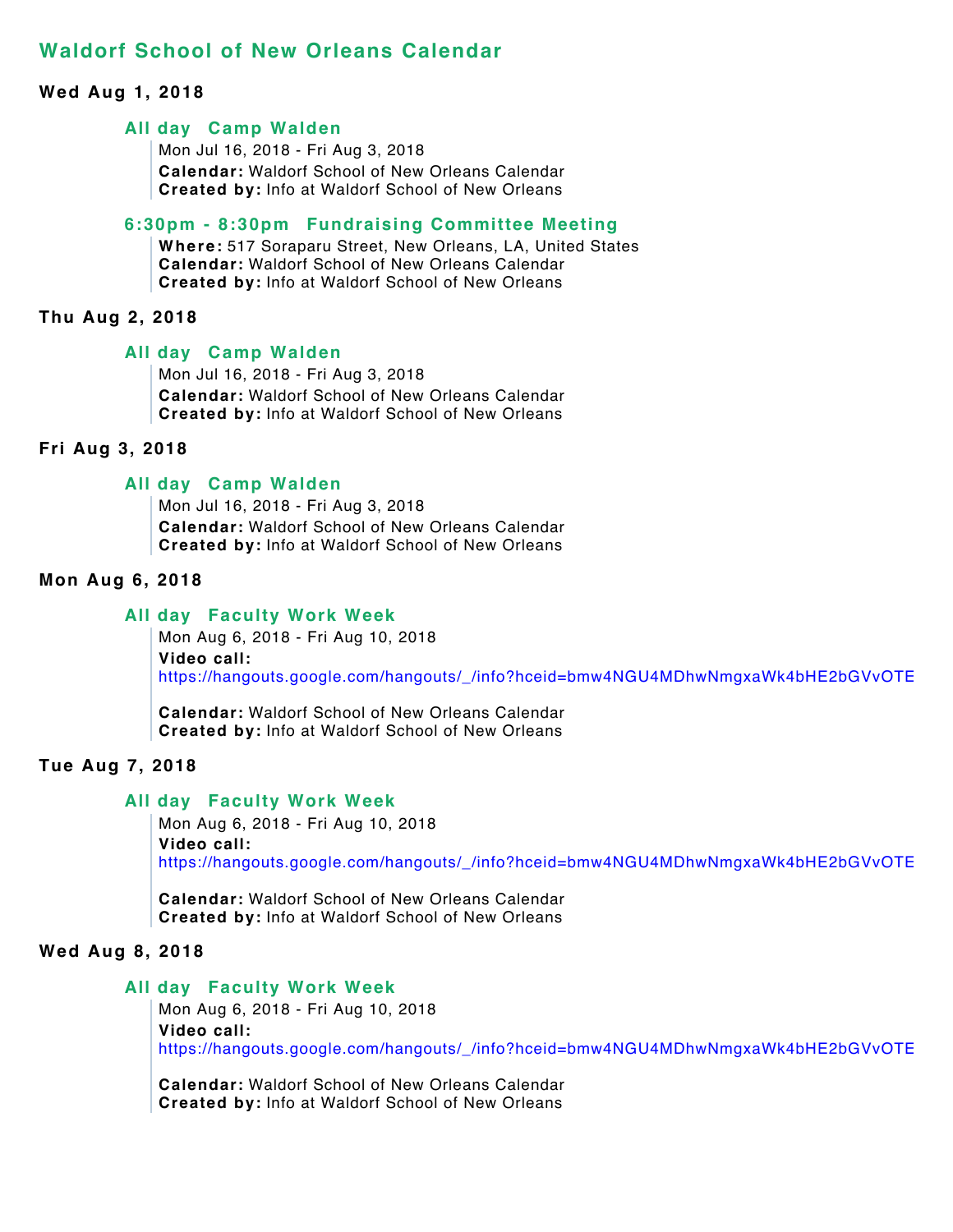# Waldorf School of New Orleans Calendar

## Wed Aug 1, 2018

### All day Camp Walden

Mon Jul 16, 2018 - Fri Aug 3, 2018
**Calendar:** Waldorf School of New Orleans Calendar
**Created by:** Info at Waldorf School of New Orleans

### 6:30pm - 8:30pm Fundraising Committee Meeting

**Where:** 517 Soraparu Street, New Orleans, LA, United States
**Calendar:** Waldorf School of New Orleans Calendar
**Created by:** Info at Waldorf School of New Orleans

## Thu Aug 2, 2018

### All day Camp Walden

Mon Jul 16, 2018 - Fri Aug 3, 2018
**Calendar:** Waldorf School of New Orleans Calendar
**Created by:** Info at Waldorf School of New Orleans

## Fri Aug 3, 2018

### All day Camp Walden

Mon Jul 16, 2018 - Fri Aug 3, 2018
**Calendar:** Waldorf School of New Orleans Calendar
**Created by:** Info at Waldorf School of New Orleans

## Mon Aug 6, 2018

### All day Faculty Work Week

Mon Aug 6, 2018 - Fri Aug 10, 2018
**Video call:**
https://hangouts.google.com/hangouts/_/info?hceid=bmw4NGU4MDhwNmgxaWk4bHE2bGVvOTE

**Calendar:** Waldorf School of New Orleans Calendar
**Created by:** Info at Waldorf School of New Orleans

## Tue Aug 7, 2018

### All day Faculty Work Week

Mon Aug 6, 2018 - Fri Aug 10, 2018
**Video call:**
https://hangouts.google.com/hangouts/_/info?hceid=bmw4NGU4MDhwNmgxaWk4bHE2bGVvOTE

**Calendar:** Waldorf School of New Orleans Calendar
**Created by:** Info at Waldorf School of New Orleans

## Wed Aug 8, 2018

### All day Faculty Work Week

Mon Aug 6, 2018 - Fri Aug 10, 2018
**Video call:**
https://hangouts.google.com/hangouts/_/info?hceid=bmw4NGU4MDhwNmgxaWk4bHE2bGVvOTE

**Calendar:** Waldorf School of New Orleans Calendar
**Created by:** Info at Waldorf School of New Orleans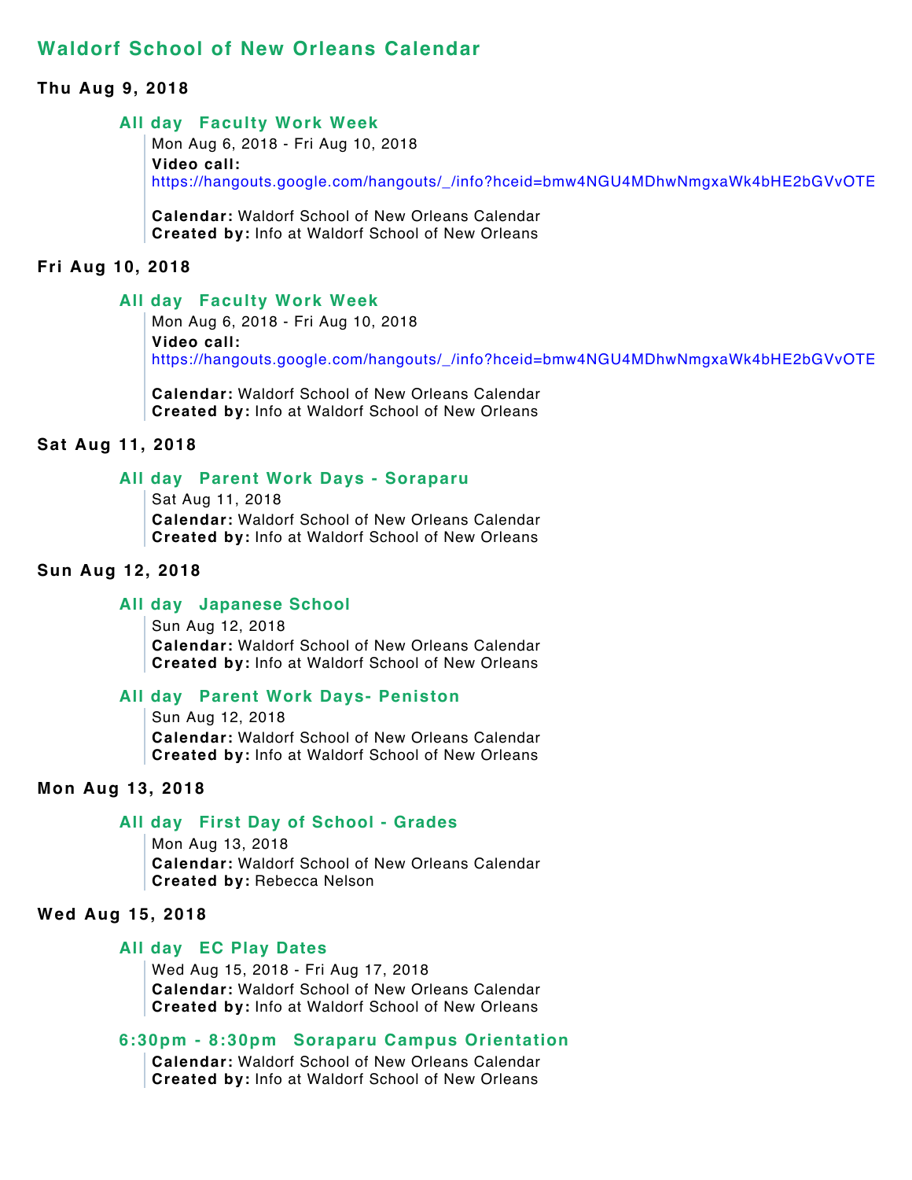## Waldorf School of New Orleans Calendar

### Thu Aug 9, 2018

**All day Faculty Work Week**

Mon Aug 6, 2018 - Fri Aug 10, 2018
**Video call:**
https://hangouts.google.com/hangouts/_/info?hceid=bmw4NGU4MDhwNmgxaWk4bHE2bGVvOTE

**Calendar:** Waldorf School of New Orleans Calendar
**Created by:** Info at Waldorf School of New Orleans

### Fri Aug 10, 2018

**All day Faculty Work Week**

Mon Aug 6, 2018 - Fri Aug 10, 2018
**Video call:**
https://hangouts.google.com/hangouts/_/info?hceid=bmw4NGU4MDhwNmgxaWk4bHE2bGVvOTE

**Calendar:** Waldorf School of New Orleans Calendar
**Created by:** Info at Waldorf School of New Orleans

### Sat Aug 11, 2018

**All day Parent Work Days - Soraparu**

Sat Aug 11, 2018
**Calendar:** Waldorf School of New Orleans Calendar
**Created by:** Info at Waldorf School of New Orleans

### Sun Aug 12, 2018

**All day Japanese School**

Sun Aug 12, 2018
**Calendar:** Waldorf School of New Orleans Calendar
**Created by:** Info at Waldorf School of New Orleans

**All day Parent Work Days- Peniston**

Sun Aug 12, 2018
**Calendar:** Waldorf School of New Orleans Calendar
**Created by:** Info at Waldorf School of New Orleans

### Mon Aug 13, 2018

**All day First Day of School - Grades**

Mon Aug 13, 2018
**Calendar:** Waldorf School of New Orleans Calendar
**Created by:** Rebecca Nelson

### Wed Aug 15, 2018

**All day EC Play Dates**

Wed Aug 15, 2018 - Fri Aug 17, 2018
**Calendar:** Waldorf School of New Orleans Calendar
**Created by:** Info at Waldorf School of New Orleans

**6:30pm - 8:30pm Soraparu Campus Orientation**

**Calendar:** Waldorf School of New Orleans Calendar
**Created by:** Info at Waldorf School of New Orleans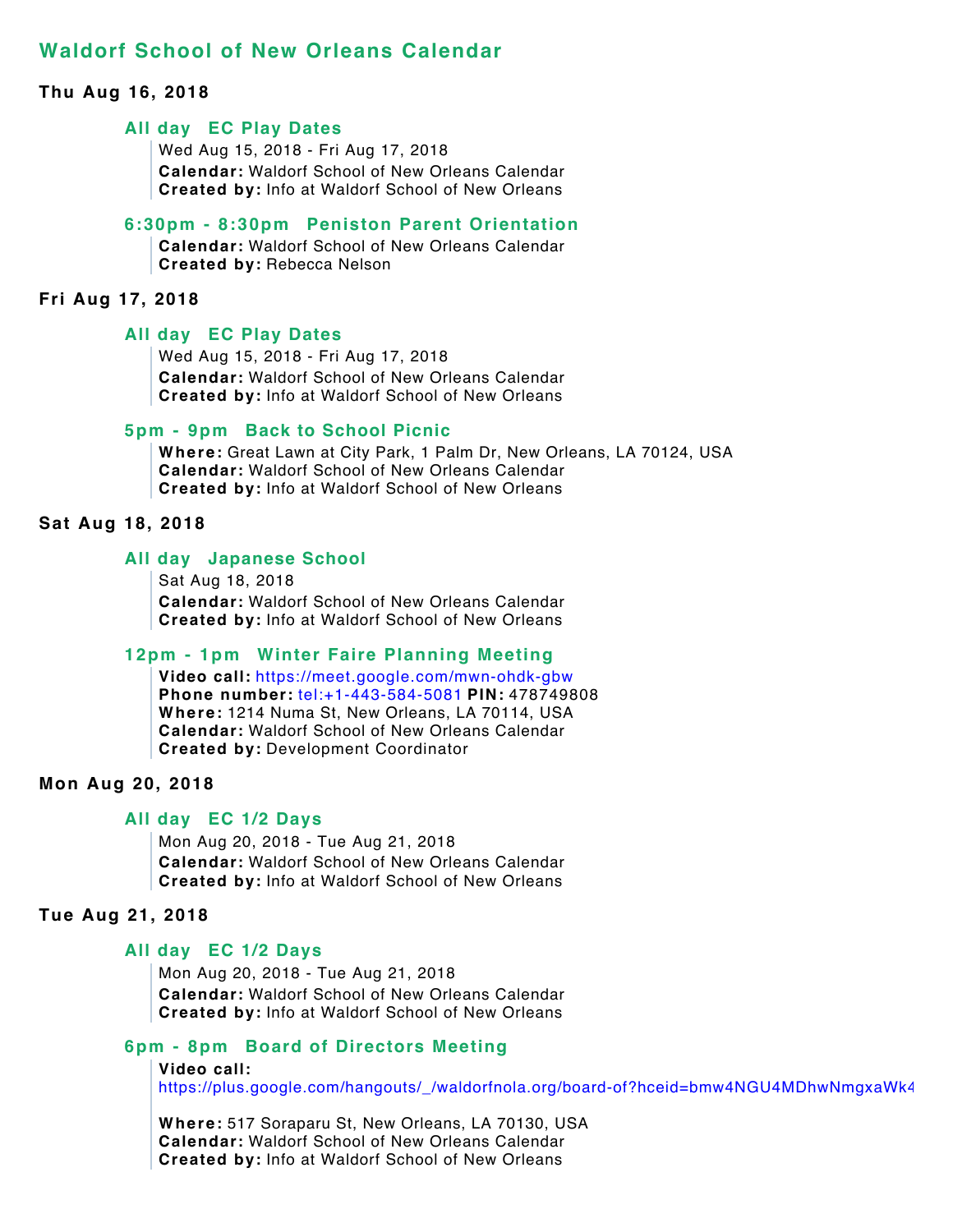## Waldorf School of New Orleans Calendar

### Thu Aug 16, 2018

#### All day EC Play Dates

Wed Aug 15, 2018 - Fri Aug 17, 2018
**Calendar:** Waldorf School of New Orleans Calendar
**Created by:** Info at Waldorf School of New Orleans

#### 6:30pm - 8:30pm Peniston Parent Orientation

**Calendar:** Waldorf School of New Orleans Calendar
**Created by:** Rebecca Nelson

### Fri Aug 17, 2018

#### All day EC Play Dates

Wed Aug 15, 2018 - Fri Aug 17, 2018
**Calendar:** Waldorf School of New Orleans Calendar
**Created by:** Info at Waldorf School of New Orleans

#### 5pm - 9pm Back to School Picnic

**Where:** Great Lawn at City Park, 1 Palm Dr, New Orleans, LA 70124, USA
**Calendar:** Waldorf School of New Orleans Calendar
**Created by:** Info at Waldorf School of New Orleans

### Sat Aug 18, 2018

#### All day Japanese School

Sat Aug 18, 2018
**Calendar:** Waldorf School of New Orleans Calendar
**Created by:** Info at Waldorf School of New Orleans

#### 12pm - 1pm Winter Faire Planning Meeting

**Video call:** https://meet.google.com/mwn-ohdk-gbw
**Phone number:** tel:+1-443-584-5081 **PIN:** 478749808
**Where:** 1214 Numa St, New Orleans, LA 70114, USA
**Calendar:** Waldorf School of New Orleans Calendar
**Created by:** Development Coordinator

### Mon Aug 20, 2018

#### All day EC 1/2 Days

Mon Aug 20, 2018 - Tue Aug 21, 2018
**Calendar:** Waldorf School of New Orleans Calendar
**Created by:** Info at Waldorf School of New Orleans

### Tue Aug 21, 2018

#### All day EC 1/2 Days

Mon Aug 20, 2018 - Tue Aug 21, 2018
**Calendar:** Waldorf School of New Orleans Calendar
**Created by:** Info at Waldorf School of New Orleans

#### 6pm - 8pm Board of Directors Meeting

**Video call:**
https://plus.google.com/hangouts/_/waldorfnola.org/board-of?hceid=bmw4NGU4MDhwNmgxaWk4

**Where:** 517 Soraparu St, New Orleans, LA 70130, USA
**Calendar:** Waldorf School of New Orleans Calendar
**Created by:** Info at Waldorf School of New Orleans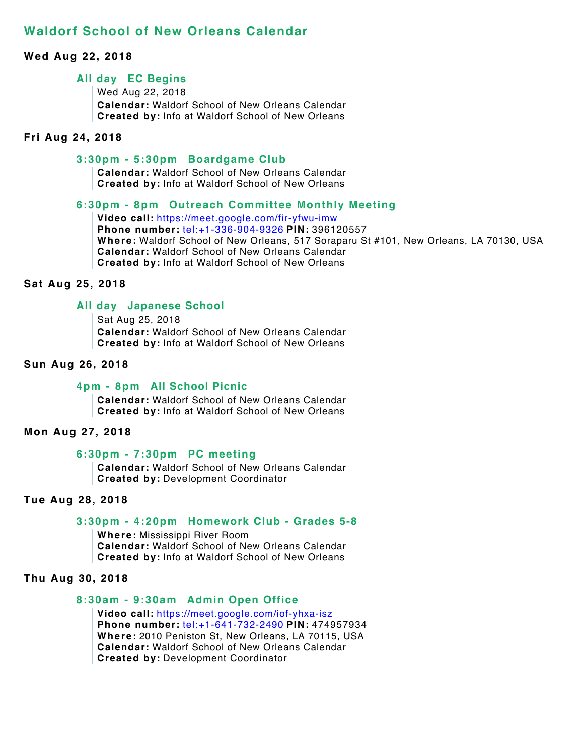## Waldorf School of New Orleans Calendar

**Wed Aug 22, 2018**

### All day EC Begins

Wed Aug 22, 2018
**Calendar:** Waldorf School of New Orleans Calendar
**Created by:** Info at Waldorf School of New Orleans

**Fri Aug 24, 2018**

### 3:30pm - 5:30pm Boardgame Club

**Calendar:** Waldorf School of New Orleans Calendar
**Created by:** Info at Waldorf School of New Orleans

### 6:30pm - 8pm Outreach Committee Monthly Meeting

**Video call:** https://meet.google.com/fir-yfwu-imw
**Phone number:** tel:+1-336-904-9326 **PIN:** 396120557
**Where:** Waldorf School of New Orleans, 517 Soraparu St #101, New Orleans, LA 70130, USA
**Calendar:** Waldorf School of New Orleans Calendar
**Created by:** Info at Waldorf School of New Orleans

**Sat Aug 25, 2018**

### All day Japanese School

Sat Aug 25, 2018
**Calendar:** Waldorf School of New Orleans Calendar
**Created by:** Info at Waldorf School of New Orleans

**Sun Aug 26, 2018**

### 4pm - 8pm All School Picnic

**Calendar:** Waldorf School of New Orleans Calendar
**Created by:** Info at Waldorf School of New Orleans

**Mon Aug 27, 2018**

### 6:30pm - 7:30pm PC meeting

**Calendar:** Waldorf School of New Orleans Calendar
**Created by:** Development Coordinator

**Tue Aug 28, 2018**

### 3:30pm - 4:20pm Homework Club - Grades 5-8

**Where:** Mississippi River Room
**Calendar:** Waldorf School of New Orleans Calendar
**Created by:** Info at Waldorf School of New Orleans

**Thu Aug 30, 2018**

### 8:30am - 9:30am Admin Open Office

**Video call:** https://meet.google.com/iof-yhxa-isz
**Phone number:** tel:+1-641-732-2490 **PIN:** 474957934
**Where:** 2010 Peniston St, New Orleans, LA 70115, USA
**Calendar:** Waldorf School of New Orleans Calendar
**Created by:** Development Coordinator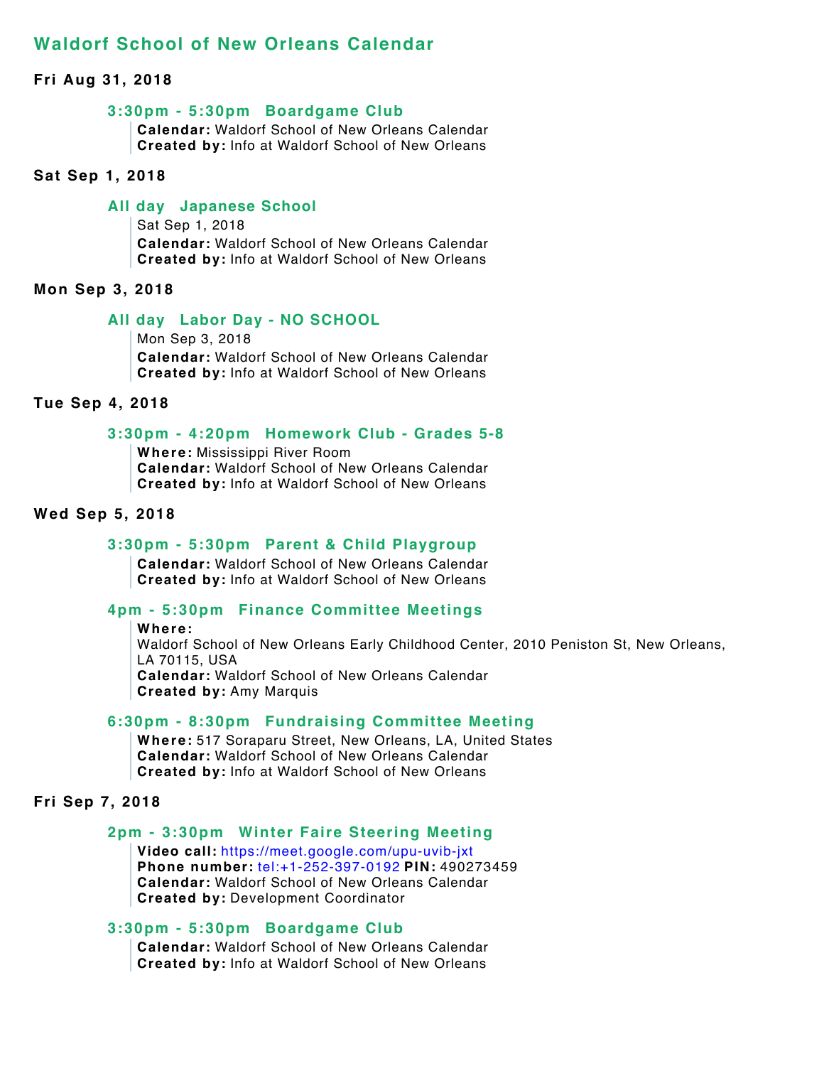## Waldorf School of New Orleans Calendar

**Fri Aug 31, 2018**

### 3:30pm - 5:30pm Boardgame Club

**Calendar:** Waldorf School of New Orleans Calendar
**Created by:** Info at Waldorf School of New Orleans

**Sat Sep 1, 2018**

### All day Japanese School

Sat Sep 1, 2018
**Calendar:** Waldorf School of New Orleans Calendar
**Created by:** Info at Waldorf School of New Orleans

**Mon Sep 3, 2018**

### All day Labor Day - NO SCHOOL

Mon Sep 3, 2018
**Calendar:** Waldorf School of New Orleans Calendar
**Created by:** Info at Waldorf School of New Orleans

**Tue Sep 4, 2018**

### 3:30pm - 4:20pm Homework Club - Grades 5-8

**Where:** Mississippi River Room
**Calendar:** Waldorf School of New Orleans Calendar
**Created by:** Info at Waldorf School of New Orleans

**Wed Sep 5, 2018**

### 3:30pm - 5:30pm Parent & Child Playgroup

**Calendar:** Waldorf School of New Orleans Calendar
**Created by:** Info at Waldorf School of New Orleans

### 4pm - 5:30pm Finance Committee Meetings

**Where:**
Waldorf School of New Orleans Early Childhood Center, 2010 Peniston St, New Orleans, LA 70115, USA
**Calendar:** Waldorf School of New Orleans Calendar
**Created by:** Amy Marquis

### 6:30pm - 8:30pm Fundraising Committee Meeting

**Where:** 517 Soraparu Street, New Orleans, LA, United States
**Calendar:** Waldorf School of New Orleans Calendar
**Created by:** Info at Waldorf School of New Orleans

**Fri Sep 7, 2018**

### 2pm - 3:30pm Winter Faire Steering Meeting

**Video call:** https://meet.google.com/upu-uvib-jxt
**Phone number:** tel:+1-252-397-0192 **PIN:** 490273459
**Calendar:** Waldorf School of New Orleans Calendar
**Created by:** Development Coordinator

### 3:30pm - 5:30pm Boardgame Club

**Calendar:** Waldorf School of New Orleans Calendar
**Created by:** Info at Waldorf School of New Orleans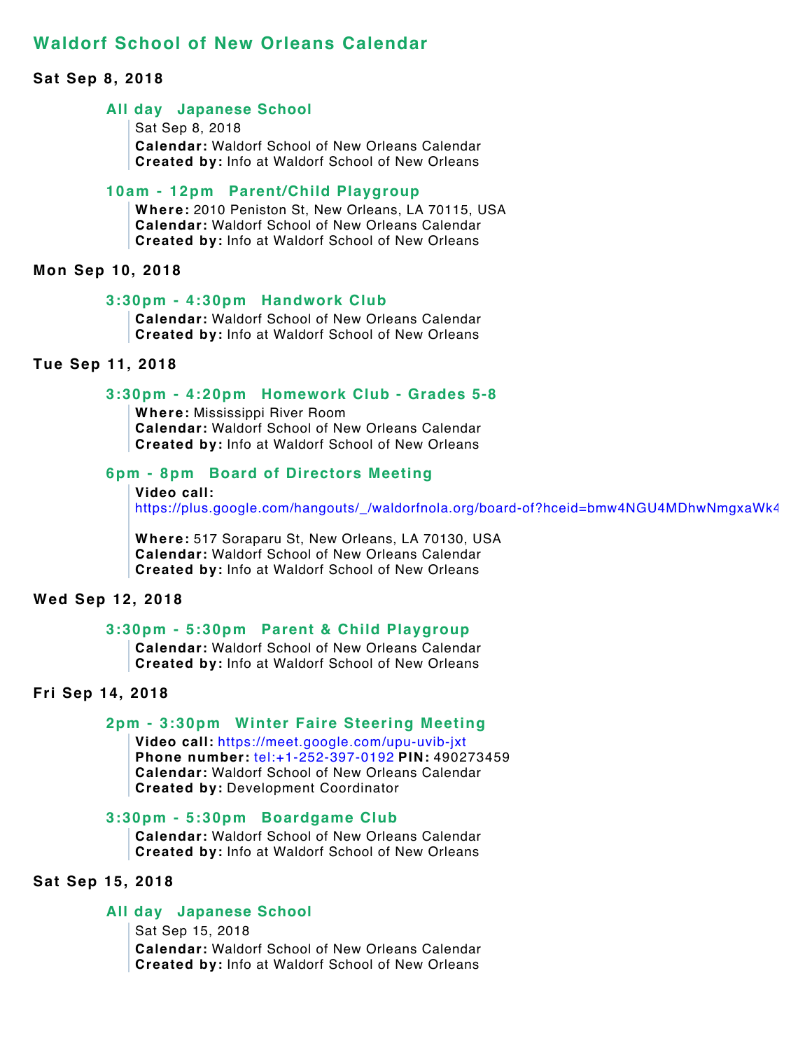## Waldorf School of New Orleans Calendar

### Sat Sep 8, 2018

#### All day Japanese School

Sat Sep 8, 2018
**Calendar:** Waldorf School of New Orleans Calendar
**Created by:** Info at Waldorf School of New Orleans

#### 10am - 12pm Parent/Child Playgroup

**Where:** 2010 Peniston St, New Orleans, LA 70115, USA
**Calendar:** Waldorf School of New Orleans Calendar
**Created by:** Info at Waldorf School of New Orleans

### Mon Sep 10, 2018

#### 3:30pm - 4:30pm Handwork Club

**Calendar:** Waldorf School of New Orleans Calendar
**Created by:** Info at Waldorf School of New Orleans

### Tue Sep 11, 2018

#### 3:30pm - 4:20pm Homework Club - Grades 5-8

**Where:** Mississippi River Room
**Calendar:** Waldorf School of New Orleans Calendar
**Created by:** Info at Waldorf School of New Orleans

#### 6pm - 8pm Board of Directors Meeting

**Video call:**
https://plus.google.com/hangouts/_/waldorfnola.org/board-of?hceid=bmw4NGU4MDhwNmgxaWk4

**Where:** 517 Soraparu St, New Orleans, LA 70130, USA
**Calendar:** Waldorf School of New Orleans Calendar
**Created by:** Info at Waldorf School of New Orleans

### Wed Sep 12, 2018

#### 3:30pm - 5:30pm Parent & Child Playgroup

**Calendar:** Waldorf School of New Orleans Calendar
**Created by:** Info at Waldorf School of New Orleans

### Fri Sep 14, 2018

#### 2pm - 3:30pm Winter Faire Steering Meeting

**Video call:** https://meet.google.com/upu-uvib-jxt
**Phone number:** tel:+1-252-397-0192 **PIN:** 490273459
**Calendar:** Waldorf School of New Orleans Calendar
**Created by:** Development Coordinator

#### 3:30pm - 5:30pm Boardgame Club

**Calendar:** Waldorf School of New Orleans Calendar
**Created by:** Info at Waldorf School of New Orleans

### Sat Sep 15, 2018

#### All day Japanese School

Sat Sep 15, 2018
**Calendar:** Waldorf School of New Orleans Calendar
**Created by:** Info at Waldorf School of New Orleans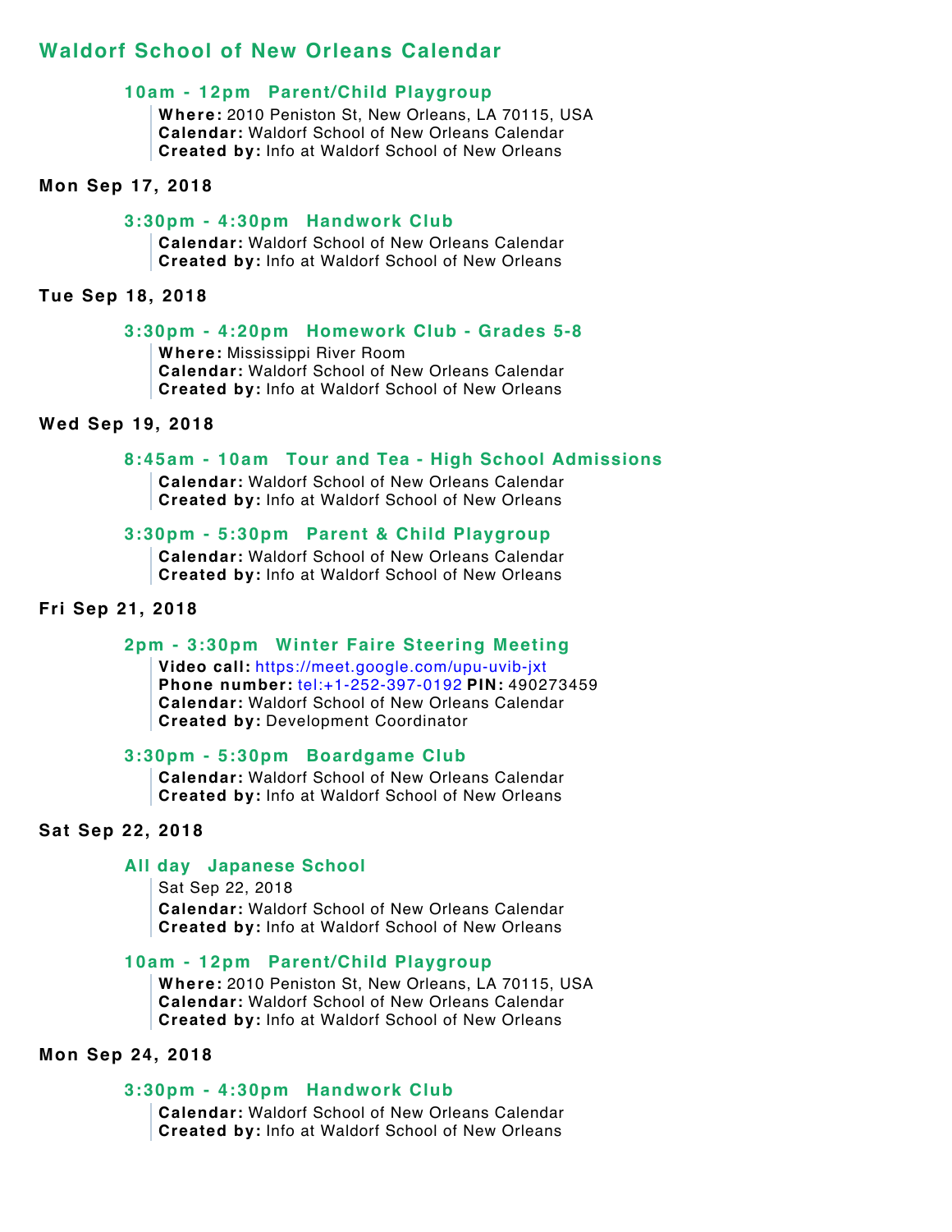## Waldorf School of New Orleans Calendar

### 10am - 12pm Parent/Child Playgroup

**Where:** 2010 Peniston St, New Orleans, LA 70115, USA
**Calendar:** Waldorf School of New Orleans Calendar
**Created by:** Info at Waldorf School of New Orleans

**Mon Sep 17, 2018**

### 3:30pm - 4:30pm Handwork Club

**Calendar:** Waldorf School of New Orleans Calendar
**Created by:** Info at Waldorf School of New Orleans

**Tue Sep 18, 2018**

### 3:30pm - 4:20pm Homework Club - Grades 5-8

**Where:** Mississippi River Room
**Calendar:** Waldorf School of New Orleans Calendar
**Created by:** Info at Waldorf School of New Orleans

**Wed Sep 19, 2018**

### 8:45am - 10am Tour and Tea - High School Admissions

**Calendar:** Waldorf School of New Orleans Calendar
**Created by:** Info at Waldorf School of New Orleans

### 3:30pm - 5:30pm Parent & Child Playgroup

**Calendar:** Waldorf School of New Orleans Calendar
**Created by:** Info at Waldorf School of New Orleans

**Fri Sep 21, 2018**

### 2pm - 3:30pm Winter Faire Steering Meeting

**Video call:** https://meet.google.com/upu-uvib-jxt
**Phone number:** tel:+1-252-397-0192 **PIN:** 490273459
**Calendar:** Waldorf School of New Orleans Calendar
**Created by:** Development Coordinator

### 3:30pm - 5:30pm Boardgame Club

**Calendar:** Waldorf School of New Orleans Calendar
**Created by:** Info at Waldorf School of New Orleans

**Sat Sep 22, 2018**

### All day Japanese School

Sat Sep 22, 2018
**Calendar:** Waldorf School of New Orleans Calendar
**Created by:** Info at Waldorf School of New Orleans

### 10am - 12pm Parent/Child Playgroup

**Where:** 2010 Peniston St, New Orleans, LA 70115, USA
**Calendar:** Waldorf School of New Orleans Calendar
**Created by:** Info at Waldorf School of New Orleans

**Mon Sep 24, 2018**

### 3:30pm - 4:30pm Handwork Club

**Calendar:** Waldorf School of New Orleans Calendar
**Created by:** Info at Waldorf School of New Orleans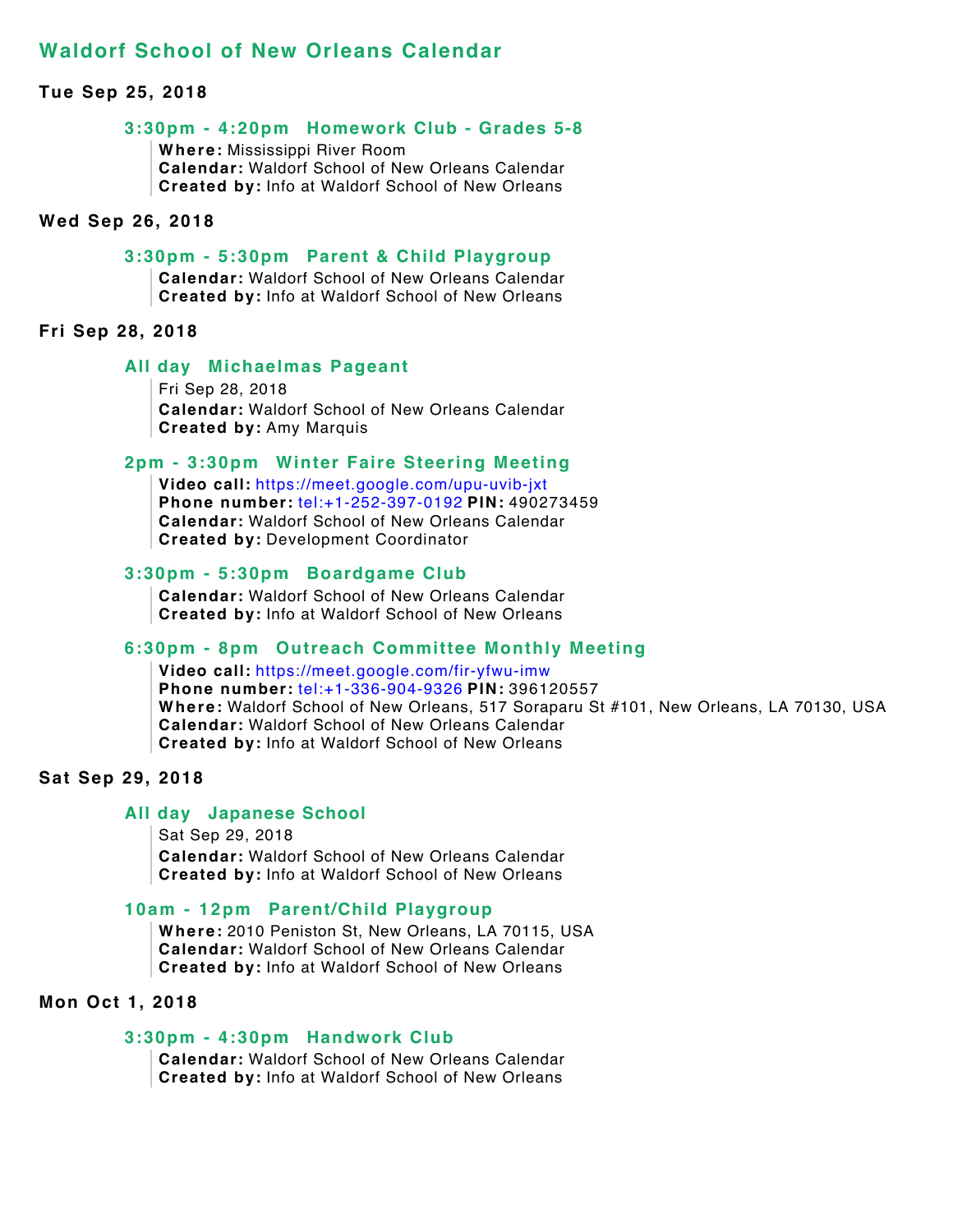## Waldorf School of New Orleans Calendar

**Tue Sep 25, 2018**

### 3:30pm - 4:20pm Homework Club - Grades 5-8

**Where:** Mississippi River Room
**Calendar:** Waldorf School of New Orleans Calendar
**Created by:** Info at Waldorf School of New Orleans

**Wed Sep 26, 2018**

### 3:30pm - 5:30pm Parent & Child Playgroup

**Calendar:** Waldorf School of New Orleans Calendar
**Created by:** Info at Waldorf School of New Orleans

**Fri Sep 28, 2018**

### All day Michaelmas Pageant

Fri Sep 28, 2018
**Calendar:** Waldorf School of New Orleans Calendar
**Created by:** Amy Marquis

### 2pm - 3:30pm Winter Faire Steering Meeting

**Video call:** https://meet.google.com/upu-uvib-jxt
**Phone number:** tel:+1-252-397-0192 **PIN:** 490273459
**Calendar:** Waldorf School of New Orleans Calendar
**Created by:** Development Coordinator

### 3:30pm - 5:30pm Boardgame Club

**Calendar:** Waldorf School of New Orleans Calendar
**Created by:** Info at Waldorf School of New Orleans

### 6:30pm - 8pm Outreach Committee Monthly Meeting

**Video call:** https://meet.google.com/fir-yfwu-imw
**Phone number:** tel:+1-336-904-9326 **PIN:** 396120557
**Where:** Waldorf School of New Orleans, 517 Soraparu St #101, New Orleans, LA 70130, USA
**Calendar:** Waldorf School of New Orleans Calendar
**Created by:** Info at Waldorf School of New Orleans

**Sat Sep 29, 2018**

### All day Japanese School

Sat Sep 29, 2018
**Calendar:** Waldorf School of New Orleans Calendar
**Created by:** Info at Waldorf School of New Orleans

### 10am - 12pm Parent/Child Playgroup

**Where:** 2010 Peniston St, New Orleans, LA 70115, USA
**Calendar:** Waldorf School of New Orleans Calendar
**Created by:** Info at Waldorf School of New Orleans

**Mon Oct 1, 2018**

### 3:30pm - 4:30pm Handwork Club

**Calendar:** Waldorf School of New Orleans Calendar
**Created by:** Info at Waldorf School of New Orleans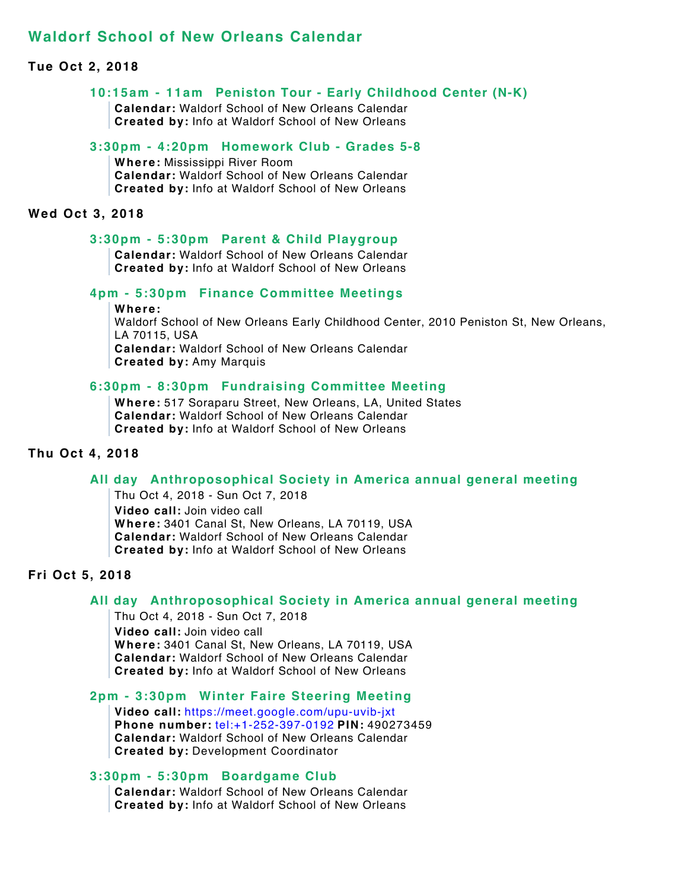# Waldorf School of New Orleans Calendar

## Tue Oct 2, 2018

### 10:15am - 11am Peniston Tour - Early Childhood Center (N-K)

**Calendar:** Waldorf School of New Orleans Calendar
**Created by:** Info at Waldorf School of New Orleans

### 3:30pm - 4:20pm Homework Club - Grades 5-8

**Where:** Mississippi River Room
**Calendar:** Waldorf School of New Orleans Calendar
**Created by:** Info at Waldorf School of New Orleans

## Wed Oct 3, 2018

### 3:30pm - 5:30pm Parent & Child Playgroup

**Calendar:** Waldorf School of New Orleans Calendar
**Created by:** Info at Waldorf School of New Orleans

### 4pm - 5:30pm Finance Committee Meetings

**Where:**
Waldorf School of New Orleans Early Childhood Center, 2010 Peniston St, New Orleans, LA 70115, USA
**Calendar:** Waldorf School of New Orleans Calendar
**Created by:** Amy Marquis

### 6:30pm - 8:30pm Fundraising Committee Meeting

**Where:** 517 Soraparu Street, New Orleans, LA, United States
**Calendar:** Waldorf School of New Orleans Calendar
**Created by:** Info at Waldorf School of New Orleans

## Thu Oct 4, 2018

### All day Anthroposophical Society in America annual general meeting

Thu Oct 4, 2018 - Sun Oct 7, 2018
**Video call:** Join video call
**Where:** 3401 Canal St, New Orleans, LA 70119, USA
**Calendar:** Waldorf School of New Orleans Calendar
**Created by:** Info at Waldorf School of New Orleans

## Fri Oct 5, 2018

### All day Anthroposophical Society in America annual general meeting

Thu Oct 4, 2018 - Sun Oct 7, 2018
**Video call:** Join video call
**Where:** 3401 Canal St, New Orleans, LA 70119, USA
**Calendar:** Waldorf School of New Orleans Calendar
**Created by:** Info at Waldorf School of New Orleans

### 2pm - 3:30pm Winter Faire Steering Meeting

**Video call:** https://meet.google.com/upu-uvib-jxt
**Phone number:** tel:+1-252-397-0192 **PIN:** 490273459
**Calendar:** Waldorf School of New Orleans Calendar
**Created by:** Development Coordinator

### 3:30pm - 5:30pm Boardgame Club

**Calendar:** Waldorf School of New Orleans Calendar
**Created by:** Info at Waldorf School of New Orleans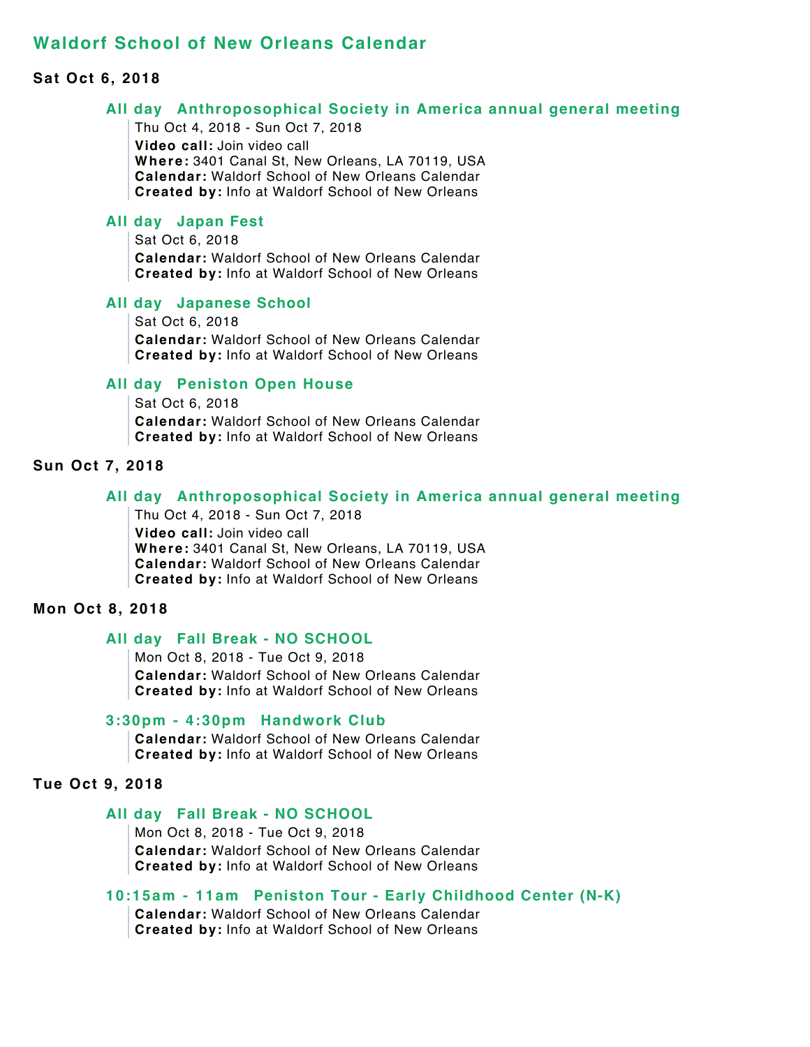## Waldorf School of New Orleans Calendar

### Sat Oct 6, 2018

#### All day Anthroposophical Society in America annual general meeting

Thu Oct 4, 2018 - Sun Oct 7, 2018
**Video call:** Join video call
**Where:** 3401 Canal St, New Orleans, LA 70119, USA
**Calendar:** Waldorf School of New Orleans Calendar
**Created by:** Info at Waldorf School of New Orleans

#### All day Japan Fest

Sat Oct 6, 2018
**Calendar:** Waldorf School of New Orleans Calendar
**Created by:** Info at Waldorf School of New Orleans

#### All day Japanese School

Sat Oct 6, 2018
**Calendar:** Waldorf School of New Orleans Calendar
**Created by:** Info at Waldorf School of New Orleans

#### All day Peniston Open House

Sat Oct 6, 2018
**Calendar:** Waldorf School of New Orleans Calendar
**Created by:** Info at Waldorf School of New Orleans

### Sun Oct 7, 2018

#### All day Anthroposophical Society in America annual general meeting

Thu Oct 4, 2018 - Sun Oct 7, 2018
**Video call:** Join video call
**Where:** 3401 Canal St, New Orleans, LA 70119, USA
**Calendar:** Waldorf School of New Orleans Calendar
**Created by:** Info at Waldorf School of New Orleans

### Mon Oct 8, 2018

#### All day Fall Break - NO SCHOOL

Mon Oct 8, 2018 - Tue Oct 9, 2018
**Calendar:** Waldorf School of New Orleans Calendar
**Created by:** Info at Waldorf School of New Orleans

#### 3:30pm - 4:30pm Handwork Club

**Calendar:** Waldorf School of New Orleans Calendar
**Created by:** Info at Waldorf School of New Orleans

### Tue Oct 9, 2018

#### All day Fall Break - NO SCHOOL

Mon Oct 8, 2018 - Tue Oct 9, 2018
**Calendar:** Waldorf School of New Orleans Calendar
**Created by:** Info at Waldorf School of New Orleans

#### 10:15am - 11am Peniston Tour - Early Childhood Center (N-K)

**Calendar:** Waldorf School of New Orleans Calendar
**Created by:** Info at Waldorf School of New Orleans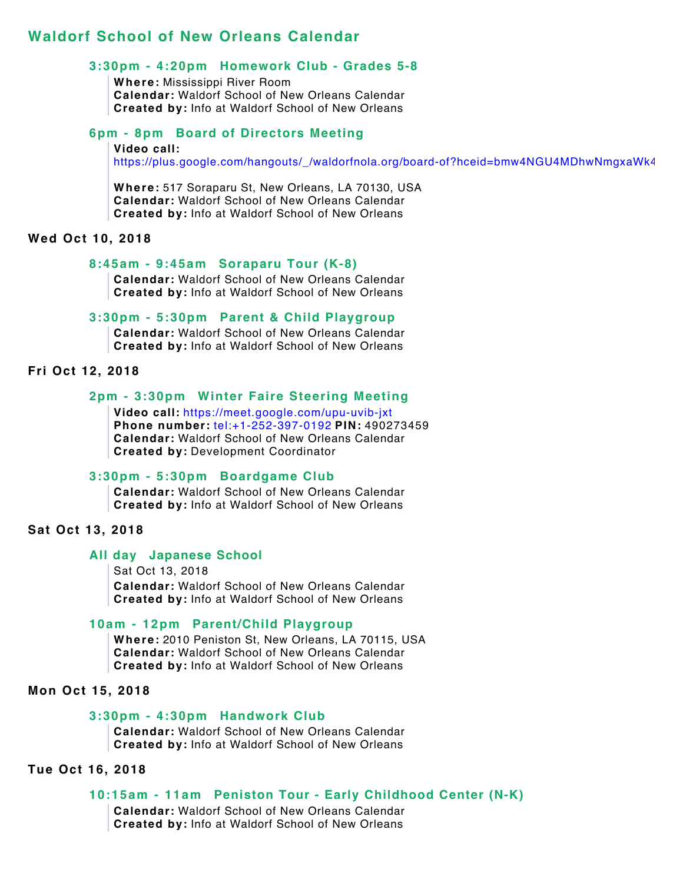# Waldorf School of New Orleans Calendar

### 3:30pm - 4:20pm Homework Club - Grades 5-8

**Where:** Mississippi River Room
**Calendar:** Waldorf School of New Orleans Calendar
**Created by:** Info at Waldorf School of New Orleans

### 6pm - 8pm Board of Directors Meeting

**Video call:**
https://plus.google.com/hangouts/_/waldorfnola.org/board-of?hceid=bmw4NGU4MDhwNmgxaWk4

**Where:** 517 Soraparu St, New Orleans, LA 70130, USA
**Calendar:** Waldorf School of New Orleans Calendar
**Created by:** Info at Waldorf School of New Orleans

## Wed Oct 10, 2018

### 8:45am - 9:45am Soraparu Tour (K-8)

**Calendar:** Waldorf School of New Orleans Calendar
**Created by:** Info at Waldorf School of New Orleans

### 3:30pm - 5:30pm Parent & Child Playgroup

**Calendar:** Waldorf School of New Orleans Calendar
**Created by:** Info at Waldorf School of New Orleans

## Fri Oct 12, 2018

### 2pm - 3:30pm Winter Faire Steering Meeting

**Video call:** https://meet.google.com/upu-uvib-jxt
**Phone number:** tel:+1-252-397-0192 **PIN:** 490273459
**Calendar:** Waldorf School of New Orleans Calendar
**Created by:** Development Coordinator

### 3:30pm - 5:30pm Boardgame Club

**Calendar:** Waldorf School of New Orleans Calendar
**Created by:** Info at Waldorf School of New Orleans

## Sat Oct 13, 2018

### All day Japanese School

Sat Oct 13, 2018
**Calendar:** Waldorf School of New Orleans Calendar
**Created by:** Info at Waldorf School of New Orleans

### 10am - 12pm Parent/Child Playgroup

**Where:** 2010 Peniston St, New Orleans, LA 70115, USA
**Calendar:** Waldorf School of New Orleans Calendar
**Created by:** Info at Waldorf School of New Orleans

## Mon Oct 15, 2018

### 3:30pm - 4:30pm Handwork Club

**Calendar:** Waldorf School of New Orleans Calendar
**Created by:** Info at Waldorf School of New Orleans

## Tue Oct 16, 2018

### 10:15am - 11am Peniston Tour - Early Childhood Center (N-K)

**Calendar:** Waldorf School of New Orleans Calendar
**Created by:** Info at Waldorf School of New Orleans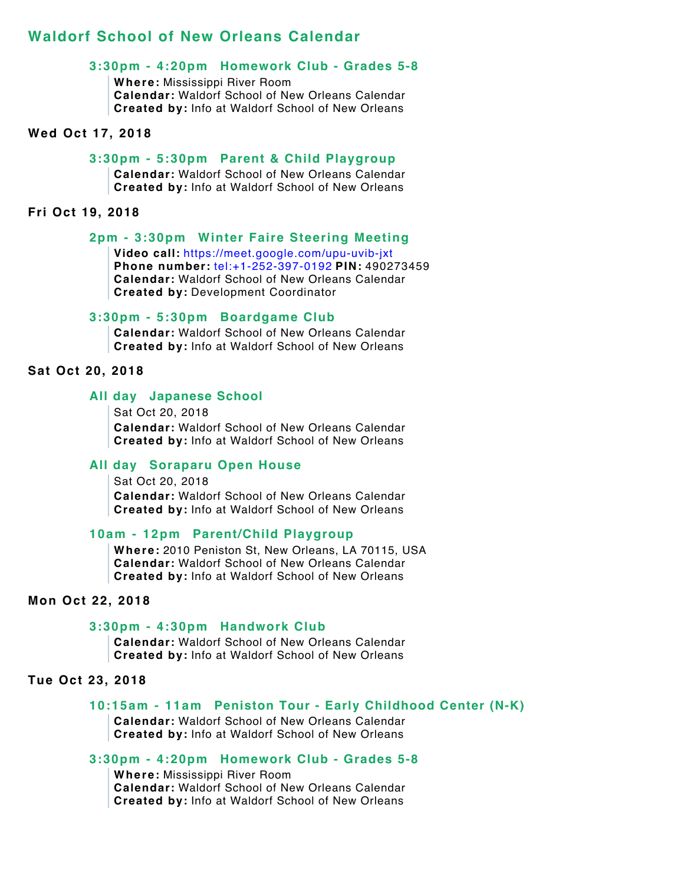## Waldorf School of New Orleans Calendar

### 3:30pm - 4:20pm Homework Club - Grades 5-8

**Where:** Mississippi River Room
**Calendar:** Waldorf School of New Orleans Calendar
**Created by:** Info at Waldorf School of New Orleans

**Wed Oct 17, 2018**

### 3:30pm - 5:30pm Parent & Child Playgroup

**Calendar:** Waldorf School of New Orleans Calendar
**Created by:** Info at Waldorf School of New Orleans

**Fri Oct 19, 2018**

### 2pm - 3:30pm Winter Faire Steering Meeting

**Video call:** https://meet.google.com/upu-uvib-jxt
**Phone number:** tel:+1-252-397-0192 **PIN:** 490273459
**Calendar:** Waldorf School of New Orleans Calendar
**Created by:** Development Coordinator

### 3:30pm - 5:30pm Boardgame Club

**Calendar:** Waldorf School of New Orleans Calendar
**Created by:** Info at Waldorf School of New Orleans

**Sat Oct 20, 2018**

### All day Japanese School

Sat Oct 20, 2018
**Calendar:** Waldorf School of New Orleans Calendar
**Created by:** Info at Waldorf School of New Orleans

### All day Soraparu Open House

Sat Oct 20, 2018
**Calendar:** Waldorf School of New Orleans Calendar
**Created by:** Info at Waldorf School of New Orleans

### 10am - 12pm Parent/Child Playgroup

**Where:** 2010 Peniston St, New Orleans, LA 70115, USA
**Calendar:** Waldorf School of New Orleans Calendar
**Created by:** Info at Waldorf School of New Orleans

**Mon Oct 22, 2018**

### 3:30pm - 4:30pm Handwork Club

**Calendar:** Waldorf School of New Orleans Calendar
**Created by:** Info at Waldorf School of New Orleans

**Tue Oct 23, 2018**

### 10:15am - 11am Peniston Tour - Early Childhood Center (N-K)

**Calendar:** Waldorf School of New Orleans Calendar
**Created by:** Info at Waldorf School of New Orleans

### 3:30pm - 4:20pm Homework Club - Grades 5-8

**Where:** Mississippi River Room
**Calendar:** Waldorf School of New Orleans Calendar
**Created by:** Info at Waldorf School of New Orleans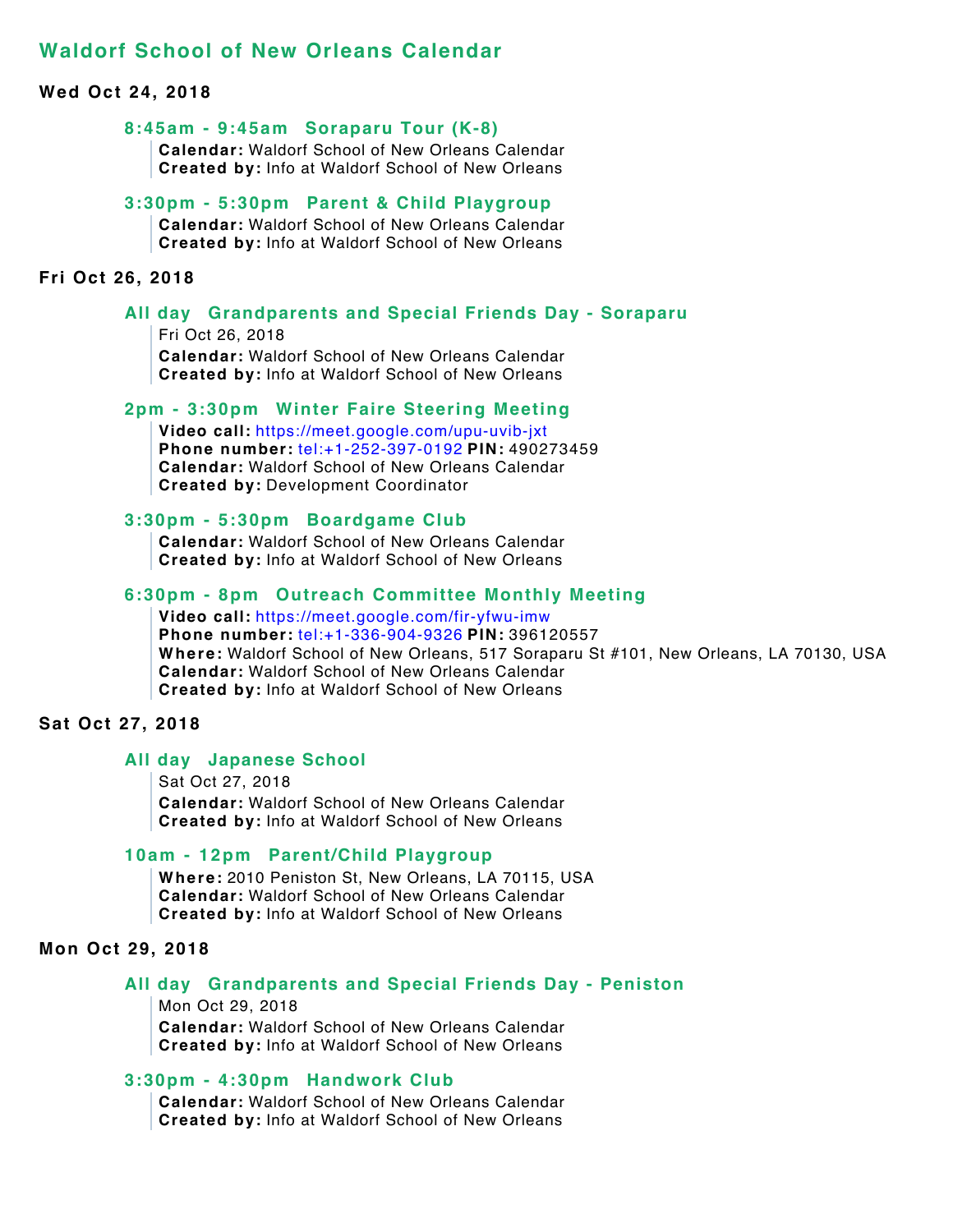# Waldorf School of New Orleans Calendar

### Wed Oct 24, 2018

**8:45am - 9:45am Soraparu Tour (K-8)**

**Calendar:** Waldorf School of New Orleans Calendar
**Created by:** Info at Waldorf School of New Orleans

**3:30pm - 5:30pm Parent & Child Playgroup**

**Calendar:** Waldorf School of New Orleans Calendar
**Created by:** Info at Waldorf School of New Orleans

### Fri Oct 26, 2018

**All day Grandparents and Special Friends Day - Soraparu**

Fri Oct 26, 2018
**Calendar:** Waldorf School of New Orleans Calendar
**Created by:** Info at Waldorf School of New Orleans

**2pm - 3:30pm Winter Faire Steering Meeting**

**Video call:** https://meet.google.com/upu-uvib-jxt
**Phone number:** tel:+1-252-397-0192 **PIN:** 490273459
**Calendar:** Waldorf School of New Orleans Calendar
**Created by:** Development Coordinator

**3:30pm - 5:30pm Boardgame Club**

**Calendar:** Waldorf School of New Orleans Calendar
**Created by:** Info at Waldorf School of New Orleans

**6:30pm - 8pm Outreach Committee Monthly Meeting**

**Video call:** https://meet.google.com/fir-yfwu-imw
**Phone number:** tel:+1-336-904-9326 **PIN:** 396120557
**Where:** Waldorf School of New Orleans, 517 Soraparu St #101, New Orleans, LA 70130, USA
**Calendar:** Waldorf School of New Orleans Calendar
**Created by:** Info at Waldorf School of New Orleans

### Sat Oct 27, 2018

**All day Japanese School**

Sat Oct 27, 2018
**Calendar:** Waldorf School of New Orleans Calendar
**Created by:** Info at Waldorf School of New Orleans

**10am - 12pm Parent/Child Playgroup**

**Where:** 2010 Peniston St, New Orleans, LA 70115, USA
**Calendar:** Waldorf School of New Orleans Calendar
**Created by:** Info at Waldorf School of New Orleans

### Mon Oct 29, 2018

**All day Grandparents and Special Friends Day - Peniston**

Mon Oct 29, 2018
**Calendar:** Waldorf School of New Orleans Calendar
**Created by:** Info at Waldorf School of New Orleans

**3:30pm - 4:30pm Handwork Club**

**Calendar:** Waldorf School of New Orleans Calendar
**Created by:** Info at Waldorf School of New Orleans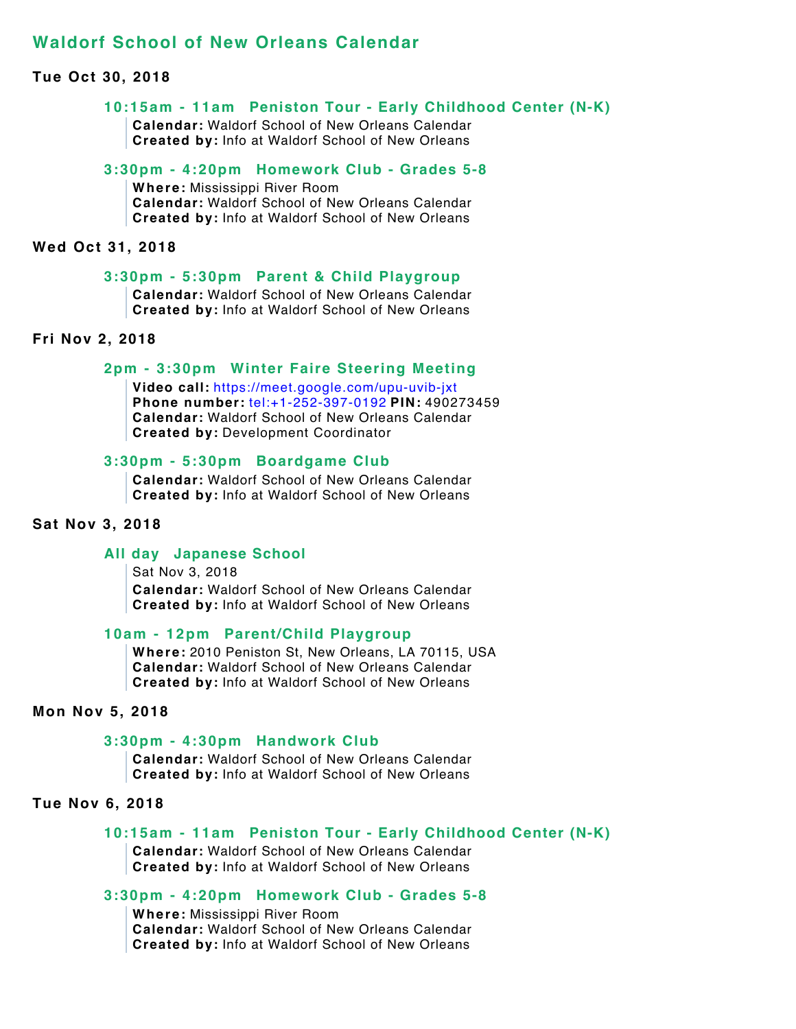## Waldorf School of New Orleans Calendar

**Tue Oct 30, 2018**

### 10:15am - 11am Peniston Tour - Early Childhood Center (N-K)

**Calendar:** Waldorf School of New Orleans Calendar
**Created by:** Info at Waldorf School of New Orleans

### 3:30pm - 4:20pm Homework Club - Grades 5-8

**Where:** Mississippi River Room
**Calendar:** Waldorf School of New Orleans Calendar
**Created by:** Info at Waldorf School of New Orleans

**Wed Oct 31, 2018**

### 3:30pm - 5:30pm Parent & Child Playgroup

**Calendar:** Waldorf School of New Orleans Calendar
**Created by:** Info at Waldorf School of New Orleans

**Fri Nov 2, 2018**

### 2pm - 3:30pm Winter Faire Steering Meeting

**Video call:** https://meet.google.com/upu-uvib-jxt
**Phone number:** tel:+1-252-397-0192 **PIN:** 490273459
**Calendar:** Waldorf School of New Orleans Calendar
**Created by:** Development Coordinator

### 3:30pm - 5:30pm Boardgame Club

**Calendar:** Waldorf School of New Orleans Calendar
**Created by:** Info at Waldorf School of New Orleans

**Sat Nov 3, 2018**

### All day Japanese School

Sat Nov 3, 2018
**Calendar:** Waldorf School of New Orleans Calendar
**Created by:** Info at Waldorf School of New Orleans

### 10am - 12pm Parent/Child Playgroup

**Where:** 2010 Peniston St, New Orleans, LA 70115, USA
**Calendar:** Waldorf School of New Orleans Calendar
**Created by:** Info at Waldorf School of New Orleans

**Mon Nov 5, 2018**

### 3:30pm - 4:30pm Handwork Club

**Calendar:** Waldorf School of New Orleans Calendar
**Created by:** Info at Waldorf School of New Orleans

**Tue Nov 6, 2018**

### 10:15am - 11am Peniston Tour - Early Childhood Center (N-K)

**Calendar:** Waldorf School of New Orleans Calendar
**Created by:** Info at Waldorf School of New Orleans

### 3:30pm - 4:20pm Homework Club - Grades 5-8

**Where:** Mississippi River Room
**Calendar:** Waldorf School of New Orleans Calendar
**Created by:** Info at Waldorf School of New Orleans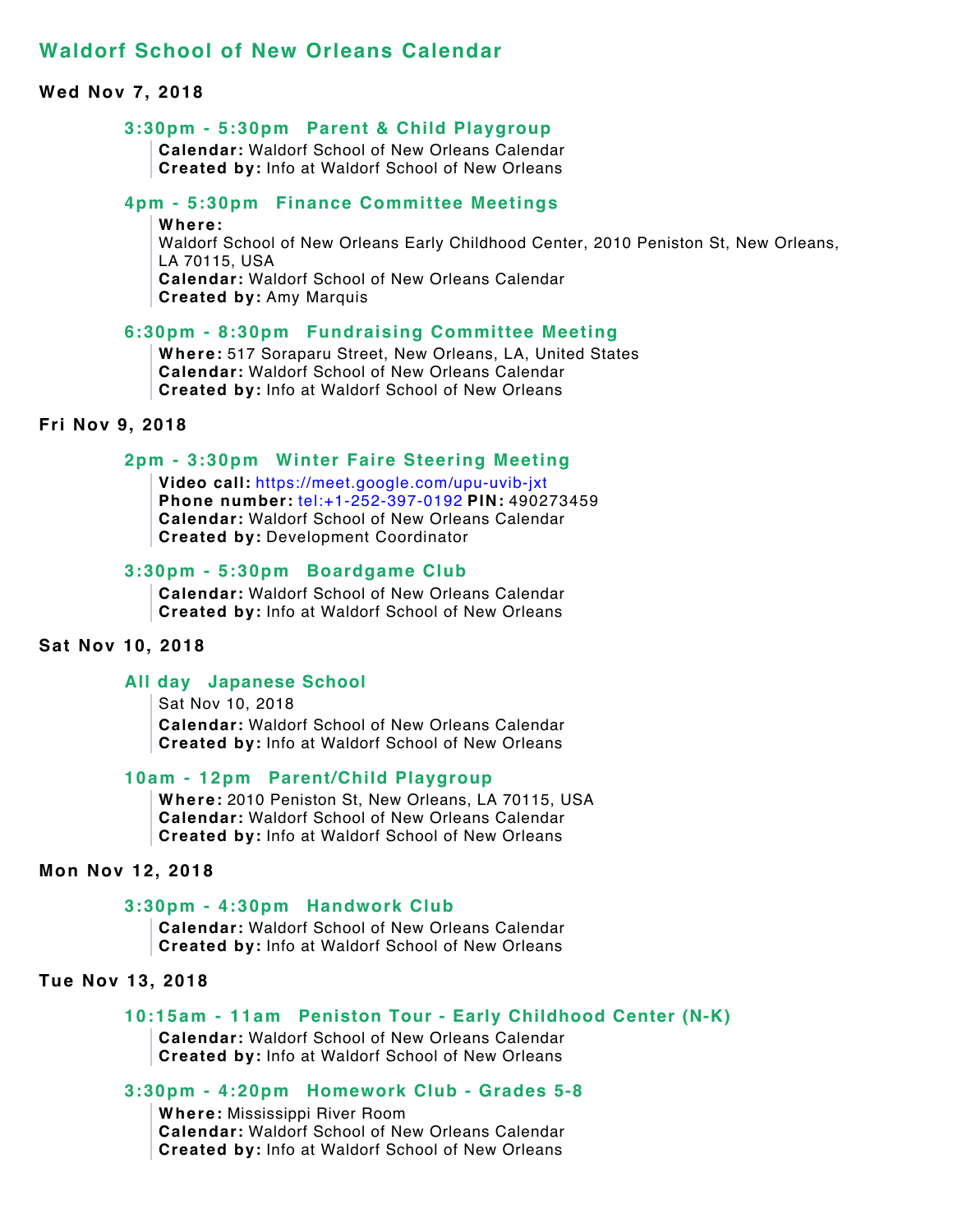## Waldorf School of New Orleans Calendar

### Wed Nov 7, 2018

#### 3:30pm - 5:30pm Parent & Child Playgroup

**Calendar:** Waldorf School of New Orleans Calendar
**Created by:** Info at Waldorf School of New Orleans

#### 4pm - 5:30pm Finance Committee Meetings

**Where:**
Waldorf School of New Orleans Early Childhood Center, 2010 Peniston St, New Orleans, LA 70115, USA
**Calendar:** Waldorf School of New Orleans Calendar
**Created by:** Amy Marquis

#### 6:30pm - 8:30pm Fundraising Committee Meeting

**Where:** 517 Soraparu Street, New Orleans, LA, United States
**Calendar:** Waldorf School of New Orleans Calendar
**Created by:** Info at Waldorf School of New Orleans

### Fri Nov 9, 2018

#### 2pm - 3:30pm Winter Faire Steering Meeting

**Video call:** https://meet.google.com/upu-uvib-jxt
**Phone number:** tel:+1-252-397-0192 **PIN:** 490273459
**Calendar:** Waldorf School of New Orleans Calendar
**Created by:** Development Coordinator

#### 3:30pm - 5:30pm Boardgame Club

**Calendar:** Waldorf School of New Orleans Calendar
**Created by:** Info at Waldorf School of New Orleans

### Sat Nov 10, 2018

#### All day Japanese School

Sat Nov 10, 2018
**Calendar:** Waldorf School of New Orleans Calendar
**Created by:** Info at Waldorf School of New Orleans

#### 10am - 12pm Parent/Child Playgroup

**Where:** 2010 Peniston St, New Orleans, LA 70115, USA
**Calendar:** Waldorf School of New Orleans Calendar
**Created by:** Info at Waldorf School of New Orleans

### Mon Nov 12, 2018

#### 3:30pm - 4:30pm Handwork Club

**Calendar:** Waldorf School of New Orleans Calendar
**Created by:** Info at Waldorf School of New Orleans

### Tue Nov 13, 2018

#### 10:15am - 11am Peniston Tour - Early Childhood Center (N-K)

**Calendar:** Waldorf School of New Orleans Calendar
**Created by:** Info at Waldorf School of New Orleans

#### 3:30pm - 4:20pm Homework Club - Grades 5-8

**Where:** Mississippi River Room
**Calendar:** Waldorf School of New Orleans Calendar
**Created by:** Info at Waldorf School of New Orleans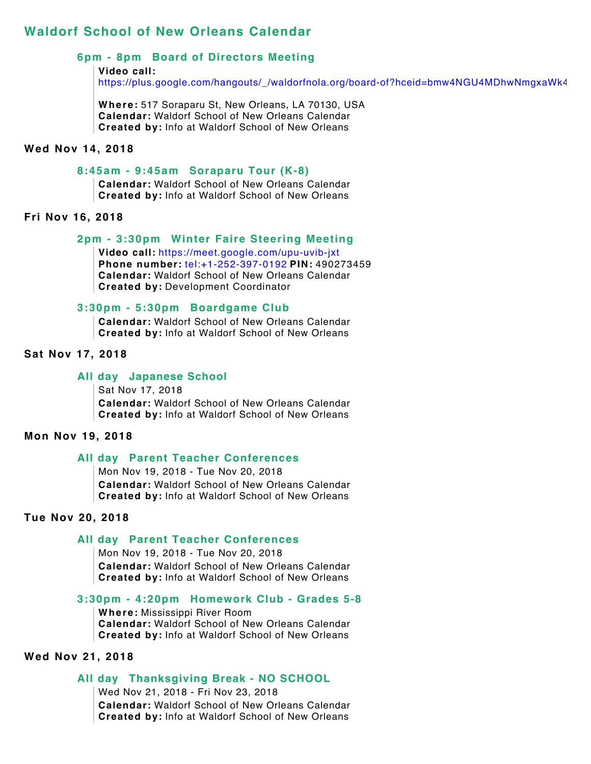## Waldorf School of New Orleans Calendar

### 6pm - 8pm Board of Directors Meeting

**Video call:**
https://plus.google.com/hangouts/_/waldorfnola.org/board-of?hceid=bmw4NGU4MDhwNmgxaWk4

**Where:** 517 Soraparu St, New Orleans, LA 70130, USA
**Calendar:** Waldorf School of New Orleans Calendar
**Created by:** Info at Waldorf School of New Orleans

**Wed Nov 14, 2018**

### 8:45am - 9:45am Soraparu Tour (K-8)

**Calendar:** Waldorf School of New Orleans Calendar
**Created by:** Info at Waldorf School of New Orleans

**Fri Nov 16, 2018**

### 2pm - 3:30pm Winter Faire Steering Meeting

**Video call:** https://meet.google.com/upu-uvib-jxt
**Phone number:** tel:+1-252-397-0192 **PIN:** 490273459
**Calendar:** Waldorf School of New Orleans Calendar
**Created by:** Development Coordinator

### 3:30pm - 5:30pm Boardgame Club

**Calendar:** Waldorf School of New Orleans Calendar
**Created by:** Info at Waldorf School of New Orleans

**Sat Nov 17, 2018**

### All day Japanese School

Sat Nov 17, 2018
**Calendar:** Waldorf School of New Orleans Calendar
**Created by:** Info at Waldorf School of New Orleans

**Mon Nov 19, 2018**

### All day Parent Teacher Conferences

Mon Nov 19, 2018 - Tue Nov 20, 2018
**Calendar:** Waldorf School of New Orleans Calendar
**Created by:** Info at Waldorf School of New Orleans

**Tue Nov 20, 2018**

### All day Parent Teacher Conferences

Mon Nov 19, 2018 - Tue Nov 20, 2018
**Calendar:** Waldorf School of New Orleans Calendar
**Created by:** Info at Waldorf School of New Orleans

### 3:30pm - 4:20pm Homework Club - Grades 5-8

**Where:** Mississippi River Room
**Calendar:** Waldorf School of New Orleans Calendar
**Created by:** Info at Waldorf School of New Orleans

**Wed Nov 21, 2018**

### All day Thanksgiving Break - NO SCHOOL

Wed Nov 21, 2018 - Fri Nov 23, 2018
**Calendar:** Waldorf School of New Orleans Calendar
**Created by:** Info at Waldorf School of New Orleans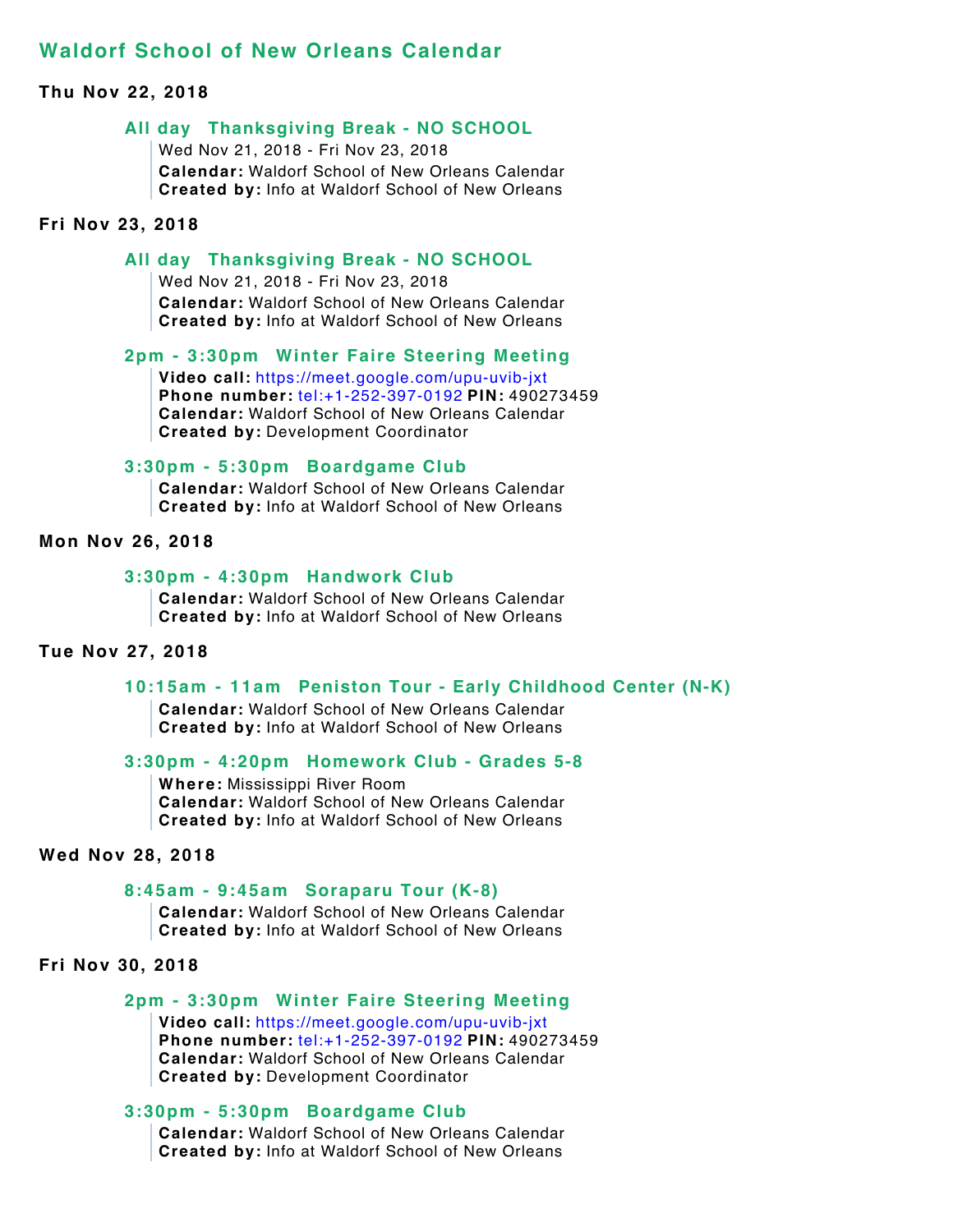# Waldorf School of New Orleans Calendar

### Thu Nov 22, 2018

**All day Thanksgiving Break - NO SCHOOL**

Wed Nov 21, 2018 - Fri Nov 23, 2018
**Calendar:** Waldorf School of New Orleans Calendar
**Created by:** Info at Waldorf School of New Orleans

### Fri Nov 23, 2018

**All day Thanksgiving Break - NO SCHOOL**

Wed Nov 21, 2018 - Fri Nov 23, 2018
**Calendar:** Waldorf School of New Orleans Calendar
**Created by:** Info at Waldorf School of New Orleans

**2pm - 3:30pm Winter Faire Steering Meeting**

**Video call:** https://meet.google.com/upu-uvib-jxt
**Phone number:** tel:+1-252-397-0192 **PIN:** 490273459
**Calendar:** Waldorf School of New Orleans Calendar
**Created by:** Development Coordinator

**3:30pm - 5:30pm Boardgame Club**

**Calendar:** Waldorf School of New Orleans Calendar
**Created by:** Info at Waldorf School of New Orleans

### Mon Nov 26, 2018

**3:30pm - 4:30pm Handwork Club**

**Calendar:** Waldorf School of New Orleans Calendar
**Created by:** Info at Waldorf School of New Orleans

### Tue Nov 27, 2018

**10:15am - 11am Peniston Tour - Early Childhood Center (N-K)**

**Calendar:** Waldorf School of New Orleans Calendar
**Created by:** Info at Waldorf School of New Orleans

**3:30pm - 4:20pm Homework Club - Grades 5-8**

**Where:** Mississippi River Room
**Calendar:** Waldorf School of New Orleans Calendar
**Created by:** Info at Waldorf School of New Orleans

### Wed Nov 28, 2018

**8:45am - 9:45am Soraparu Tour (K-8)**

**Calendar:** Waldorf School of New Orleans Calendar
**Created by:** Info at Waldorf School of New Orleans

### Fri Nov 30, 2018

**2pm - 3:30pm Winter Faire Steering Meeting**

**Video call:** https://meet.google.com/upu-uvib-jxt
**Phone number:** tel:+1-252-397-0192 **PIN:** 490273459
**Calendar:** Waldorf School of New Orleans Calendar
**Created by:** Development Coordinator

**3:30pm - 5:30pm Boardgame Club**

**Calendar:** Waldorf School of New Orleans Calendar
**Created by:** Info at Waldorf School of New Orleans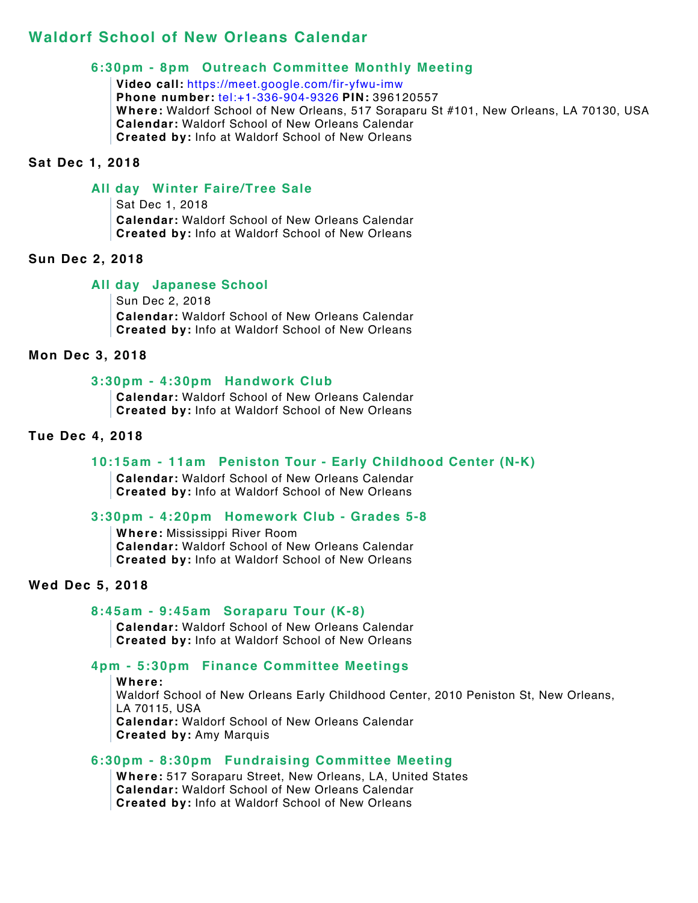## Waldorf School of New Orleans Calendar

### 6:30pm - 8pm Outreach Committee Monthly Meeting

**Video call:** https://meet.google.com/fir-yfwu-imw
**Phone number:** tel:+1-336-904-9326 **PIN:** 396120557
**Where:** Waldorf School of New Orleans, 517 Soraparu St #101, New Orleans, LA 70130, USA
**Calendar:** Waldorf School of New Orleans Calendar
**Created by:** Info at Waldorf School of New Orleans

**Sat Dec 1, 2018**

### All day Winter Faire/Tree Sale

Sat Dec 1, 2018
**Calendar:** Waldorf School of New Orleans Calendar
**Created by:** Info at Waldorf School of New Orleans

**Sun Dec 2, 2018**

### All day Japanese School

Sun Dec 2, 2018
**Calendar:** Waldorf School of New Orleans Calendar
**Created by:** Info at Waldorf School of New Orleans

**Mon Dec 3, 2018**

### 3:30pm - 4:30pm Handwork Club

**Calendar:** Waldorf School of New Orleans Calendar
**Created by:** Info at Waldorf School of New Orleans

**Tue Dec 4, 2018**

### 10:15am - 11am Peniston Tour - Early Childhood Center (N-K)

**Calendar:** Waldorf School of New Orleans Calendar
**Created by:** Info at Waldorf School of New Orleans

### 3:30pm - 4:20pm Homework Club - Grades 5-8

**Where:** Mississippi River Room
**Calendar:** Waldorf School of New Orleans Calendar
**Created by:** Info at Waldorf School of New Orleans

**Wed Dec 5, 2018**

### 8:45am - 9:45am Soraparu Tour (K-8)

**Calendar:** Waldorf School of New Orleans Calendar
**Created by:** Info at Waldorf School of New Orleans

### 4pm - 5:30pm Finance Committee Meetings

**Where:**
Waldorf School of New Orleans Early Childhood Center, 2010 Peniston St, New Orleans, LA 70115, USA
**Calendar:** Waldorf School of New Orleans Calendar
**Created by:** Amy Marquis

### 6:30pm - 8:30pm Fundraising Committee Meeting

**Where:** 517 Soraparu Street, New Orleans, LA, United States
**Calendar:** Waldorf School of New Orleans Calendar
**Created by:** Info at Waldorf School of New Orleans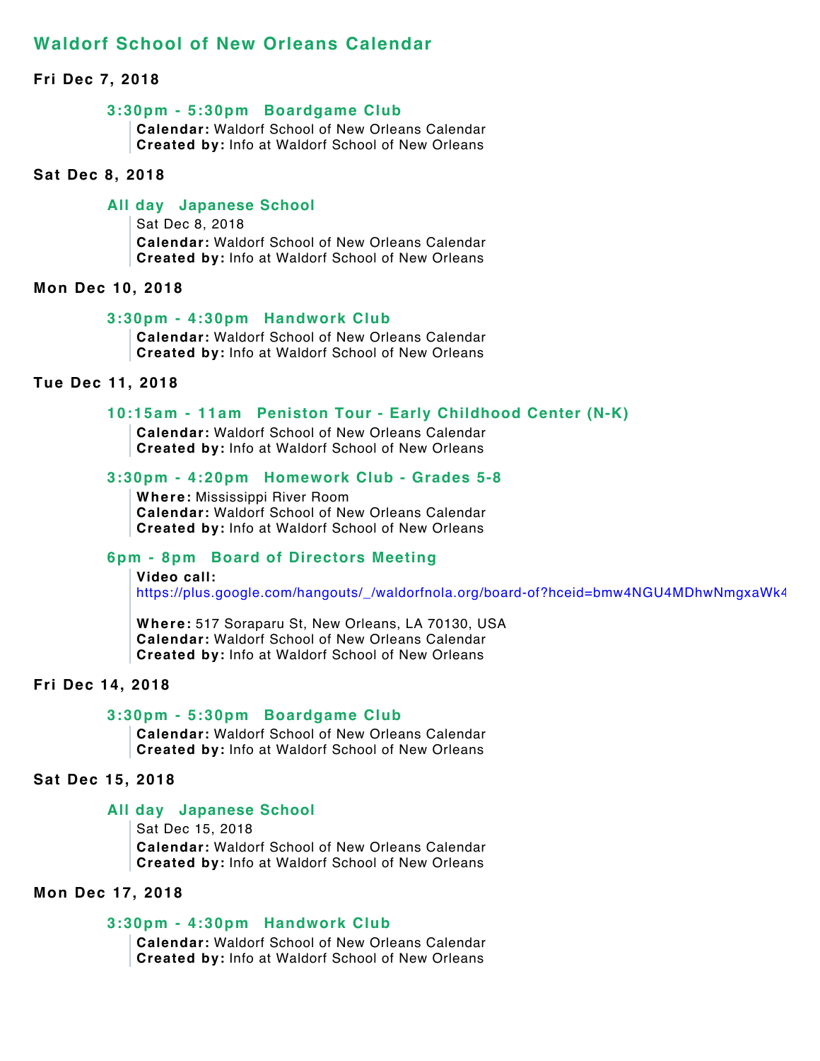## Waldorf School of New Orleans Calendar

### Fri Dec 7, 2018

**3:30pm - 5:30pm   Boardgame Club**

**Calendar:** Waldorf School of New Orleans Calendar
**Created by:** Info at Waldorf School of New Orleans

### Sat Dec 8, 2018

**All day   Japanese School**

Sat Dec 8, 2018
**Calendar:** Waldorf School of New Orleans Calendar
**Created by:** Info at Waldorf School of New Orleans

### Mon Dec 10, 2018

**3:30pm - 4:30pm   Handwork Club**

**Calendar:** Waldorf School of New Orleans Calendar
**Created by:** Info at Waldorf School of New Orleans

### Tue Dec 11, 2018

**10:15am - 11am   Peniston Tour - Early Childhood Center (N-K)**

**Calendar:** Waldorf School of New Orleans Calendar
**Created by:** Info at Waldorf School of New Orleans

**3:30pm - 4:20pm   Homework Club - Grades 5-8**

**Where:** Mississippi River Room
**Calendar:** Waldorf School of New Orleans Calendar
**Created by:** Info at Waldorf School of New Orleans

**6pm - 8pm   Board of Directors Meeting**

**Video call:**
https://plus.google.com/hangouts/_/waldorfnola.org/board-of?hceid=bmw4NGU4MDhwNmgxaWk4

**Where:** 517 Soraparu St, New Orleans, LA 70130, USA
**Calendar:** Waldorf School of New Orleans Calendar
**Created by:** Info at Waldorf School of New Orleans

### Fri Dec 14, 2018

**3:30pm - 5:30pm   Boardgame Club**

**Calendar:** Waldorf School of New Orleans Calendar
**Created by:** Info at Waldorf School of New Orleans

### Sat Dec 15, 2018

**All day   Japanese School**

Sat Dec 15, 2018
**Calendar:** Waldorf School of New Orleans Calendar
**Created by:** Info at Waldorf School of New Orleans

### Mon Dec 17, 2018

**3:30pm - 4:30pm   Handwork Club**

**Calendar:** Waldorf School of New Orleans Calendar
**Created by:** Info at Waldorf School of New Orleans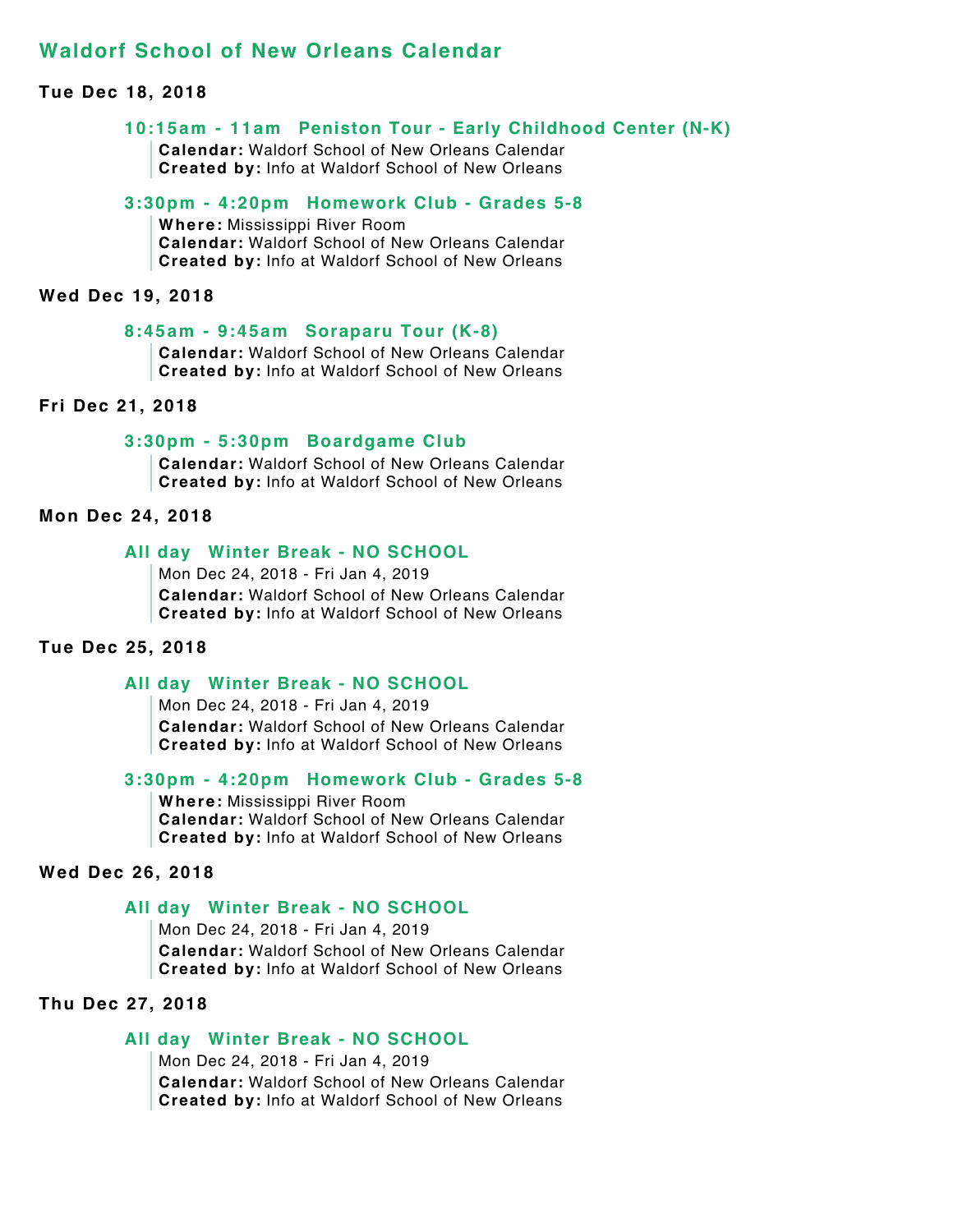## Waldorf School of New Orleans Calendar

### Tue Dec 18, 2018

#### 10:15am - 11am Peniston Tour - Early Childhood Center (N-K)

**Calendar:** Waldorf School of New Orleans Calendar
**Created by:** Info at Waldorf School of New Orleans

#### 3:30pm - 4:20pm Homework Club - Grades 5-8

**Where:** Mississippi River Room
**Calendar:** Waldorf School of New Orleans Calendar
**Created by:** Info at Waldorf School of New Orleans

### Wed Dec 19, 2018

#### 8:45am - 9:45am Soraparu Tour (K-8)

**Calendar:** Waldorf School of New Orleans Calendar
**Created by:** Info at Waldorf School of New Orleans

### Fri Dec 21, 2018

#### 3:30pm - 5:30pm Boardgame Club

**Calendar:** Waldorf School of New Orleans Calendar
**Created by:** Info at Waldorf School of New Orleans

### Mon Dec 24, 2018

#### All day Winter Break - NO SCHOOL

Mon Dec 24, 2018 - Fri Jan 4, 2019
**Calendar:** Waldorf School of New Orleans Calendar
**Created by:** Info at Waldorf School of New Orleans

### Tue Dec 25, 2018

#### All day Winter Break - NO SCHOOL

Mon Dec 24, 2018 - Fri Jan 4, 2019
**Calendar:** Waldorf School of New Orleans Calendar
**Created by:** Info at Waldorf School of New Orleans

#### 3:30pm - 4:20pm Homework Club - Grades 5-8

**Where:** Mississippi River Room
**Calendar:** Waldorf School of New Orleans Calendar
**Created by:** Info at Waldorf School of New Orleans

### Wed Dec 26, 2018

#### All day Winter Break - NO SCHOOL

Mon Dec 24, 2018 - Fri Jan 4, 2019
**Calendar:** Waldorf School of New Orleans Calendar
**Created by:** Info at Waldorf School of New Orleans

### Thu Dec 27, 2018

#### All day Winter Break - NO SCHOOL

Mon Dec 24, 2018 - Fri Jan 4, 2019
**Calendar:** Waldorf School of New Orleans Calendar
**Created by:** Info at Waldorf School of New Orleans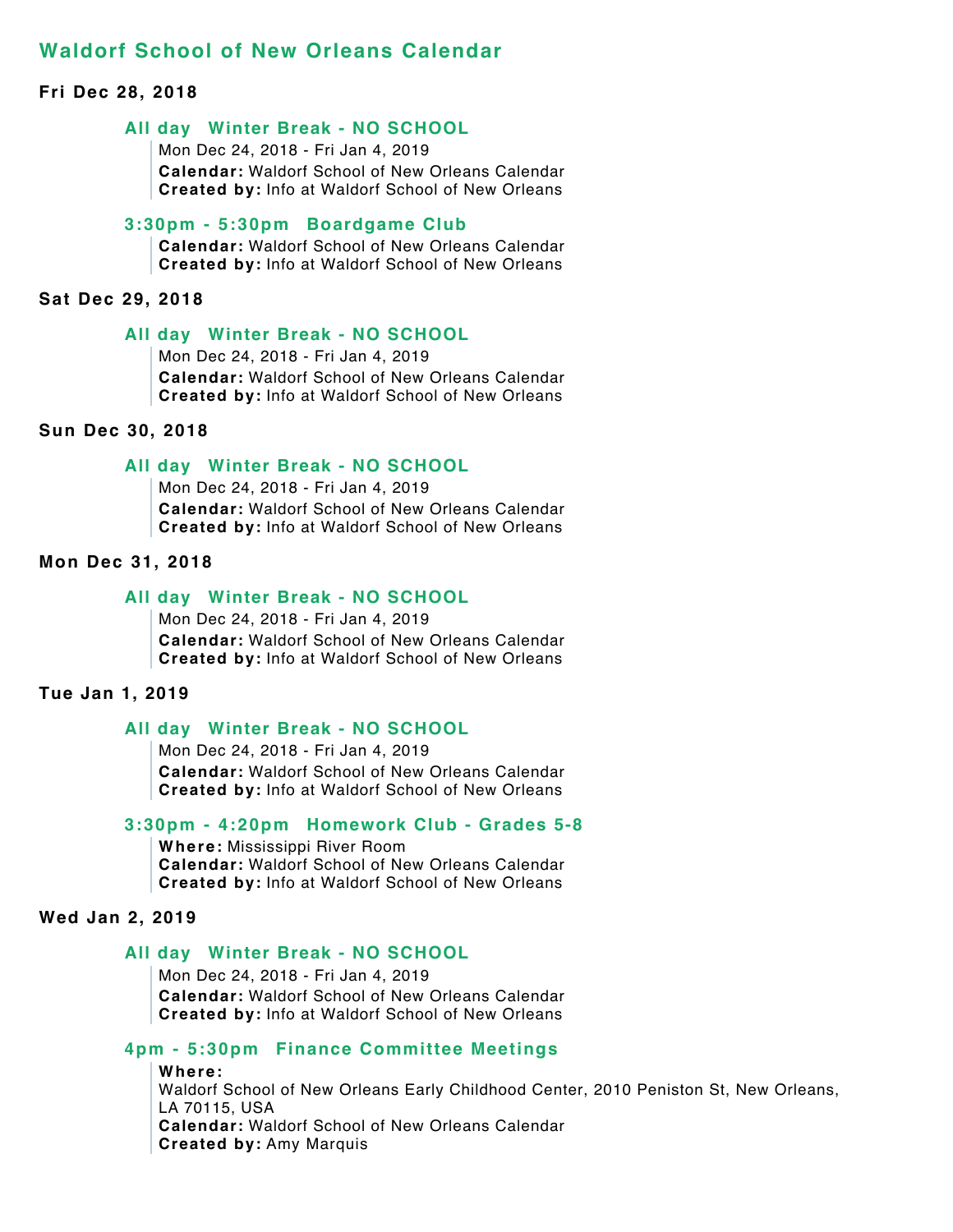## Waldorf School of New Orleans Calendar

### Fri Dec 28, 2018

**All day Winter Break - NO SCHOOL**

Mon Dec 24, 2018 - Fri Jan 4, 2019
**Calendar:** Waldorf School of New Orleans Calendar
**Created by:** Info at Waldorf School of New Orleans

**3:30pm - 5:30pm Boardgame Club**

**Calendar:** Waldorf School of New Orleans Calendar
**Created by:** Info at Waldorf School of New Orleans

### Sat Dec 29, 2018

**All day Winter Break - NO SCHOOL**

Mon Dec 24, 2018 - Fri Jan 4, 2019
**Calendar:** Waldorf School of New Orleans Calendar
**Created by:** Info at Waldorf School of New Orleans

### Sun Dec 30, 2018

**All day Winter Break - NO SCHOOL**

Mon Dec 24, 2018 - Fri Jan 4, 2019
**Calendar:** Waldorf School of New Orleans Calendar
**Created by:** Info at Waldorf School of New Orleans

### Mon Dec 31, 2018

**All day Winter Break - NO SCHOOL**

Mon Dec 24, 2018 - Fri Jan 4, 2019
**Calendar:** Waldorf School of New Orleans Calendar
**Created by:** Info at Waldorf School of New Orleans

### Tue Jan 1, 2019

**All day Winter Break - NO SCHOOL**

Mon Dec 24, 2018 - Fri Jan 4, 2019
**Calendar:** Waldorf School of New Orleans Calendar
**Created by:** Info at Waldorf School of New Orleans

**3:30pm - 4:20pm Homework Club - Grades 5-8**

**Where:** Mississippi River Room
**Calendar:** Waldorf School of New Orleans Calendar
**Created by:** Info at Waldorf School of New Orleans

### Wed Jan 2, 2019

**All day Winter Break - NO SCHOOL**

Mon Dec 24, 2018 - Fri Jan 4, 2019
**Calendar:** Waldorf School of New Orleans Calendar
**Created by:** Info at Waldorf School of New Orleans

**4pm - 5:30pm Finance Committee Meetings**

**Where:**
Waldorf School of New Orleans Early Childhood Center, 2010 Peniston St, New Orleans, LA 70115, USA
**Calendar:** Waldorf School of New Orleans Calendar
**Created by:** Amy Marquis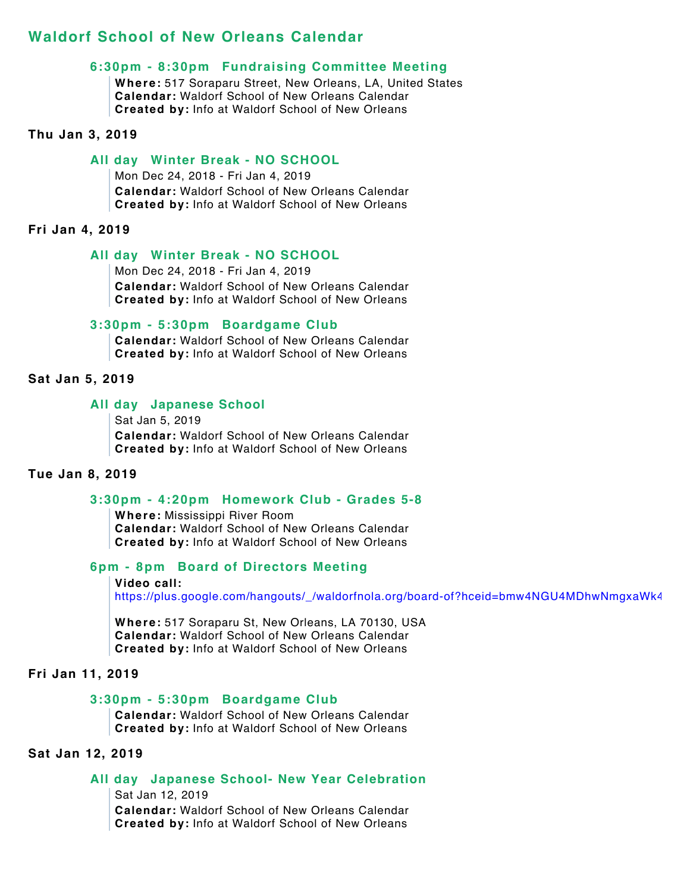## Waldorf School of New Orleans Calendar

### 6:30pm - 8:30pm Fundraising Committee Meeting

**Where:** 517 Soraparu Street, New Orleans, LA, United States
**Calendar:** Waldorf School of New Orleans Calendar
**Created by:** Info at Waldorf School of New Orleans

**Thu Jan 3, 2019**

### All day Winter Break - NO SCHOOL

Mon Dec 24, 2018 - Fri Jan 4, 2019
**Calendar:** Waldorf School of New Orleans Calendar
**Created by:** Info at Waldorf School of New Orleans

**Fri Jan 4, 2019**

### All day Winter Break - NO SCHOOL

Mon Dec 24, 2018 - Fri Jan 4, 2019
**Calendar:** Waldorf School of New Orleans Calendar
**Created by:** Info at Waldorf School of New Orleans

### 3:30pm - 5:30pm Boardgame Club

**Calendar:** Waldorf School of New Orleans Calendar
**Created by:** Info at Waldorf School of New Orleans

**Sat Jan 5, 2019**

### All day Japanese School

Sat Jan 5, 2019
**Calendar:** Waldorf School of New Orleans Calendar
**Created by:** Info at Waldorf School of New Orleans

**Tue Jan 8, 2019**

### 3:30pm - 4:20pm Homework Club - Grades 5-8

**Where:** Mississippi River Room
**Calendar:** Waldorf School of New Orleans Calendar
**Created by:** Info at Waldorf School of New Orleans

### 6pm - 8pm Board of Directors Meeting

**Video call:**
https://plus.google.com/hangouts/_/waldorfnola.org/board-of?hceid=bmw4NGU4MDhwNmgxaWk4

**Where:** 517 Soraparu St, New Orleans, LA 70130, USA
**Calendar:** Waldorf School of New Orleans Calendar
**Created by:** Info at Waldorf School of New Orleans

**Fri Jan 11, 2019**

### 3:30pm - 5:30pm Boardgame Club

**Calendar:** Waldorf School of New Orleans Calendar
**Created by:** Info at Waldorf School of New Orleans

**Sat Jan 12, 2019**

### All day Japanese School- New Year Celebration

Sat Jan 12, 2019
**Calendar:** Waldorf School of New Orleans Calendar
**Created by:** Info at Waldorf School of New Orleans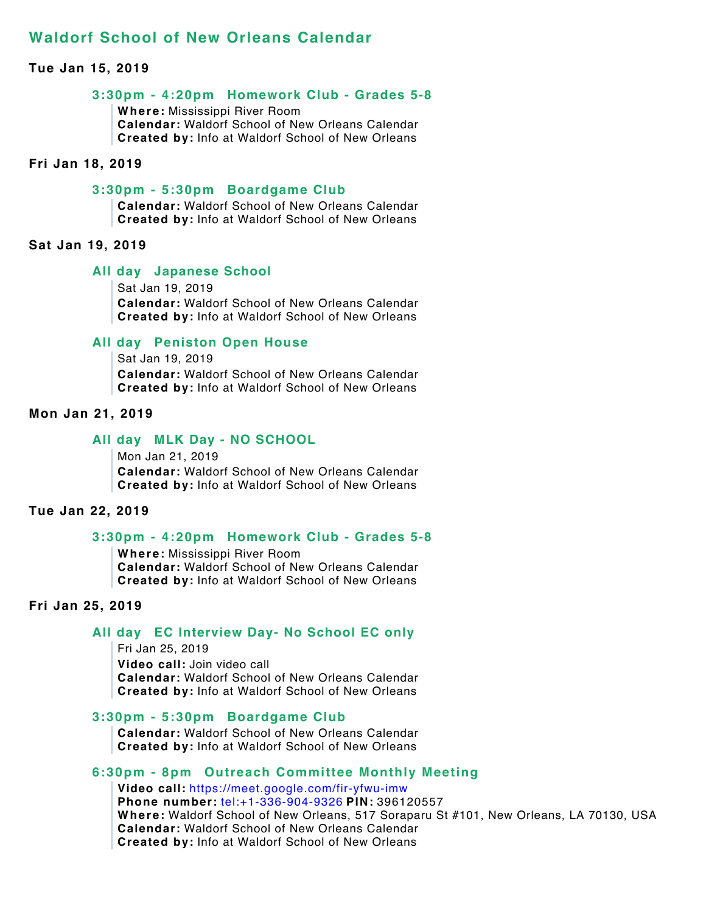## Waldorf School of New Orleans Calendar

### Tue Jan 15, 2019

#### 3:30pm - 4:20pm Homework Club - Grades 5-8

**Where:** Mississippi River Room
**Calendar:** Waldorf School of New Orleans Calendar
**Created by:** Info at Waldorf School of New Orleans

### Fri Jan 18, 2019

#### 3:30pm - 5:30pm Boardgame Club

**Calendar:** Waldorf School of New Orleans Calendar
**Created by:** Info at Waldorf School of New Orleans

### Sat Jan 19, 2019

#### All day Japanese School

Sat Jan 19, 2019
**Calendar:** Waldorf School of New Orleans Calendar
**Created by:** Info at Waldorf School of New Orleans

#### All day Peniston Open House

Sat Jan 19, 2019
**Calendar:** Waldorf School of New Orleans Calendar
**Created by:** Info at Waldorf School of New Orleans

### Mon Jan 21, 2019

#### All day MLK Day - NO SCHOOL

Mon Jan 21, 2019
**Calendar:** Waldorf School of New Orleans Calendar
**Created by:** Info at Waldorf School of New Orleans

### Tue Jan 22, 2019

#### 3:30pm - 4:20pm Homework Club - Grades 5-8

**Where:** Mississippi River Room
**Calendar:** Waldorf School of New Orleans Calendar
**Created by:** Info at Waldorf School of New Orleans

### Fri Jan 25, 2019

#### All day EC Interview Day- No School EC only

Fri Jan 25, 2019
**Video call:** Join video call
**Calendar:** Waldorf School of New Orleans Calendar
**Created by:** Info at Waldorf School of New Orleans

#### 3:30pm - 5:30pm Boardgame Club

**Calendar:** Waldorf School of New Orleans Calendar
**Created by:** Info at Waldorf School of New Orleans

#### 6:30pm - 8pm Outreach Committee Monthly Meeting

**Video call:** https://meet.google.com/fir-yfwu-imw
**Phone number:** tel:+1-336-904-9326 **PIN:** 396120557
**Where:** Waldorf School of New Orleans, 517 Soraparu St #101, New Orleans, LA 70130, USA
**Calendar:** Waldorf School of New Orleans Calendar
**Created by:** Info at Waldorf School of New Orleans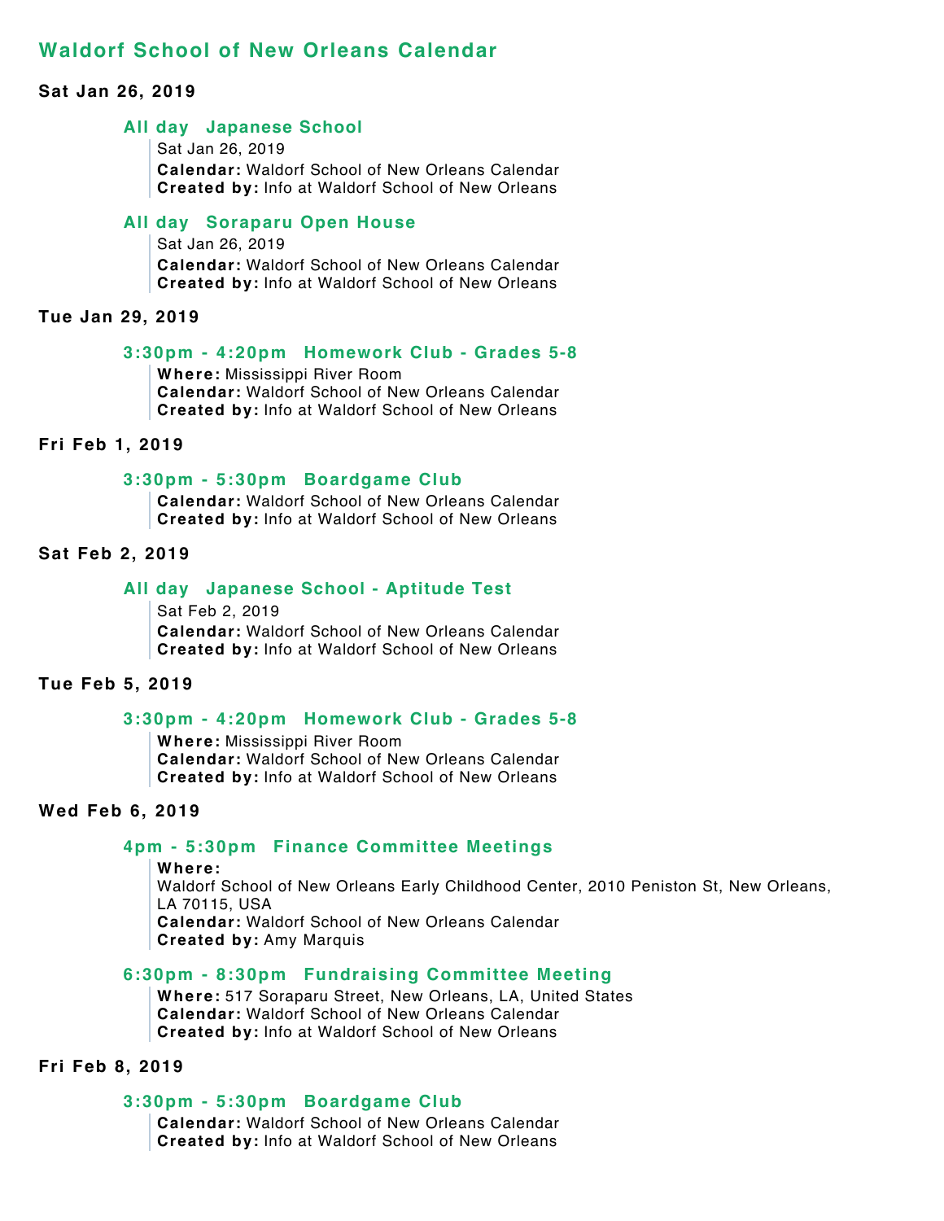## Waldorf School of New Orleans Calendar

### Sat Jan 26, 2019

#### All day   Japanese School

Sat Jan 26, 2019
**Calendar:** Waldorf School of New Orleans Calendar
**Created by:** Info at Waldorf School of New Orleans

#### All day   Soraparu Open House

Sat Jan 26, 2019
**Calendar:** Waldorf School of New Orleans Calendar
**Created by:** Info at Waldorf School of New Orleans

### Tue Jan 29, 2019

#### 3:30pm - 4:20pm   Homework Club - Grades 5-8

**Where:** Mississippi River Room
**Calendar:** Waldorf School of New Orleans Calendar
**Created by:** Info at Waldorf School of New Orleans

### Fri Feb 1, 2019

#### 3:30pm - 5:30pm   Boardgame Club

**Calendar:** Waldorf School of New Orleans Calendar
**Created by:** Info at Waldorf School of New Orleans

### Sat Feb 2, 2019

#### All day   Japanese School - Aptitude Test

Sat Feb 2, 2019
**Calendar:** Waldorf School of New Orleans Calendar
**Created by:** Info at Waldorf School of New Orleans

### Tue Feb 5, 2019

#### 3:30pm - 4:20pm   Homework Club - Grades 5-8

**Where:** Mississippi River Room
**Calendar:** Waldorf School of New Orleans Calendar
**Created by:** Info at Waldorf School of New Orleans

### Wed Feb 6, 2019

#### 4pm - 5:30pm   Finance Committee Meetings

**Where:**
Waldorf School of New Orleans Early Childhood Center, 2010 Peniston St, New Orleans, LA 70115, USA
**Calendar:** Waldorf School of New Orleans Calendar
**Created by:** Amy Marquis

#### 6:30pm - 8:30pm   Fundraising Committee Meeting

**Where:** 517 Soraparu Street, New Orleans, LA, United States
**Calendar:** Waldorf School of New Orleans Calendar
**Created by:** Info at Waldorf School of New Orleans

### Fri Feb 8, 2019

#### 3:30pm - 5:30pm   Boardgame Club

**Calendar:** Waldorf School of New Orleans Calendar
**Created by:** Info at Waldorf School of New Orleans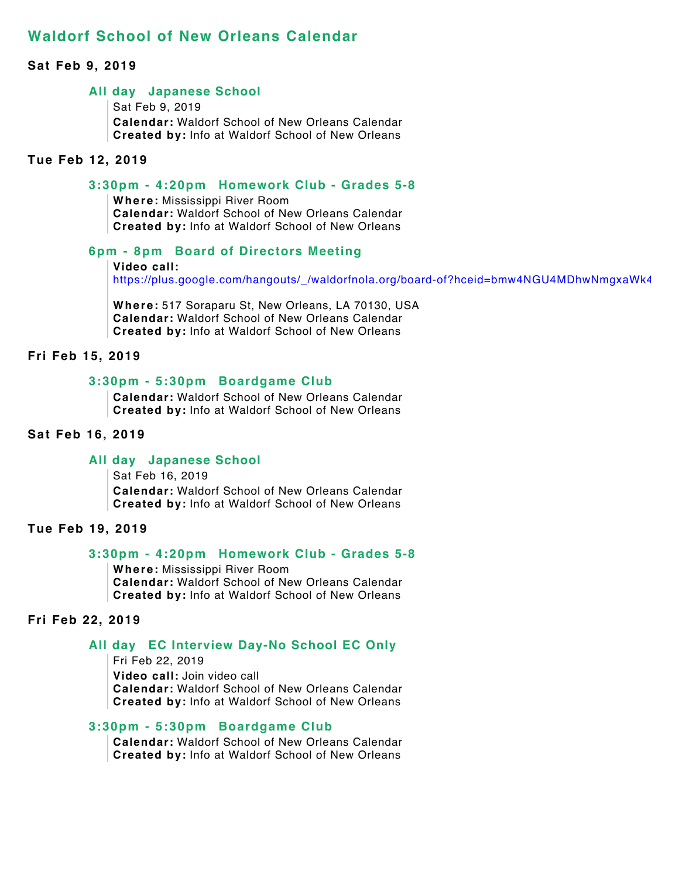## Waldorf School of New Orleans Calendar

### Sat Feb 9, 2019

**All day Japanese School**

Sat Feb 9, 2019
**Calendar:** Waldorf School of New Orleans Calendar
**Created by:** Info at Waldorf School of New Orleans

### Tue Feb 12, 2019

**3:30pm - 4:20pm Homework Club - Grades 5-8**

**Where:** Mississippi River Room
**Calendar:** Waldorf School of New Orleans Calendar
**Created by:** Info at Waldorf School of New Orleans

**6pm - 8pm Board of Directors Meeting**

**Video call:**
https://plus.google.com/hangouts/_/waldorfnola.org/board-of?hceid=bmw4NGU4MDhwNmgxaWk4

**Where:** 517 Soraparu St, New Orleans, LA 70130, USA
**Calendar:** Waldorf School of New Orleans Calendar
**Created by:** Info at Waldorf School of New Orleans

### Fri Feb 15, 2019

**3:30pm - 5:30pm Boardgame Club**

**Calendar:** Waldorf School of New Orleans Calendar
**Created by:** Info at Waldorf School of New Orleans

### Sat Feb 16, 2019

**All day Japanese School**

Sat Feb 16, 2019
**Calendar:** Waldorf School of New Orleans Calendar
**Created by:** Info at Waldorf School of New Orleans

### Tue Feb 19, 2019

**3:30pm - 4:20pm Homework Club - Grades 5-8**

**Where:** Mississippi River Room
**Calendar:** Waldorf School of New Orleans Calendar
**Created by:** Info at Waldorf School of New Orleans

### Fri Feb 22, 2019

**All day EC Interview Day-No School EC Only**

Fri Feb 22, 2019
**Video call:** Join video call
**Calendar:** Waldorf School of New Orleans Calendar
**Created by:** Info at Waldorf School of New Orleans

**3:30pm - 5:30pm Boardgame Club**

**Calendar:** Waldorf School of New Orleans Calendar
**Created by:** Info at Waldorf School of New Orleans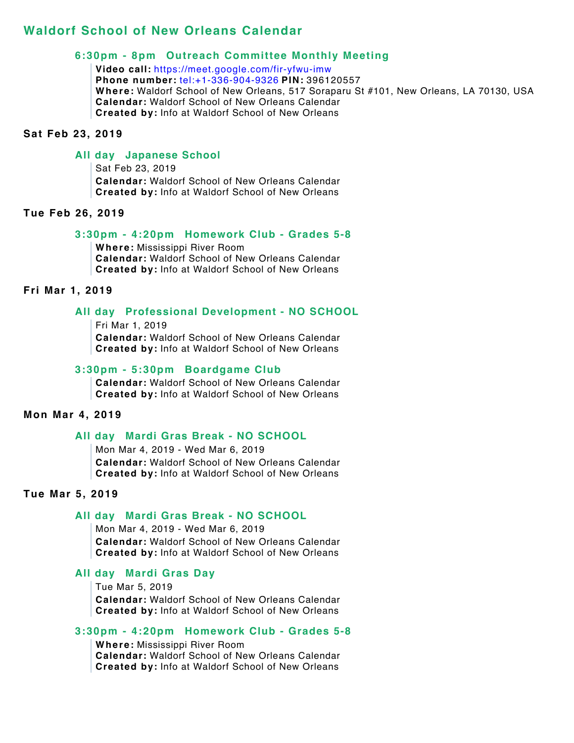## Waldorf School of New Orleans Calendar

#### 6:30pm - 8pm Outreach Committee Monthly Meeting

**Video call:** https://meet.google.com/fir-yfwu-imw
**Phone number:** tel:+1-336-904-9326 **PIN:** 396120557
**Where:** Waldorf School of New Orleans, 517 Soraparu St #101, New Orleans, LA 70130, USA
**Calendar:** Waldorf School of New Orleans Calendar
**Created by:** Info at Waldorf School of New Orleans

### Sat Feb 23, 2019

#### All day Japanese School

Sat Feb 23, 2019
**Calendar:** Waldorf School of New Orleans Calendar
**Created by:** Info at Waldorf School of New Orleans

### Tue Feb 26, 2019

#### 3:30pm - 4:20pm Homework Club - Grades 5-8

**Where:** Mississippi River Room
**Calendar:** Waldorf School of New Orleans Calendar
**Created by:** Info at Waldorf School of New Orleans

### Fri Mar 1, 2019

#### All day Professional Development - NO SCHOOL

Fri Mar 1, 2019
**Calendar:** Waldorf School of New Orleans Calendar
**Created by:** Info at Waldorf School of New Orleans

#### 3:30pm - 5:30pm Boardgame Club

**Calendar:** Waldorf School of New Orleans Calendar
**Created by:** Info at Waldorf School of New Orleans

### Mon Mar 4, 2019

#### All day Mardi Gras Break - NO SCHOOL

Mon Mar 4, 2019 - Wed Mar 6, 2019
**Calendar:** Waldorf School of New Orleans Calendar
**Created by:** Info at Waldorf School of New Orleans

### Tue Mar 5, 2019

#### All day Mardi Gras Break - NO SCHOOL

Mon Mar 4, 2019 - Wed Mar 6, 2019
**Calendar:** Waldorf School of New Orleans Calendar
**Created by:** Info at Waldorf School of New Orleans

#### All day Mardi Gras Day

Tue Mar 5, 2019
**Calendar:** Waldorf School of New Orleans Calendar
**Created by:** Info at Waldorf School of New Orleans

#### 3:30pm - 4:20pm Homework Club - Grades 5-8

**Where:** Mississippi River Room
**Calendar:** Waldorf School of New Orleans Calendar
**Created by:** Info at Waldorf School of New Orleans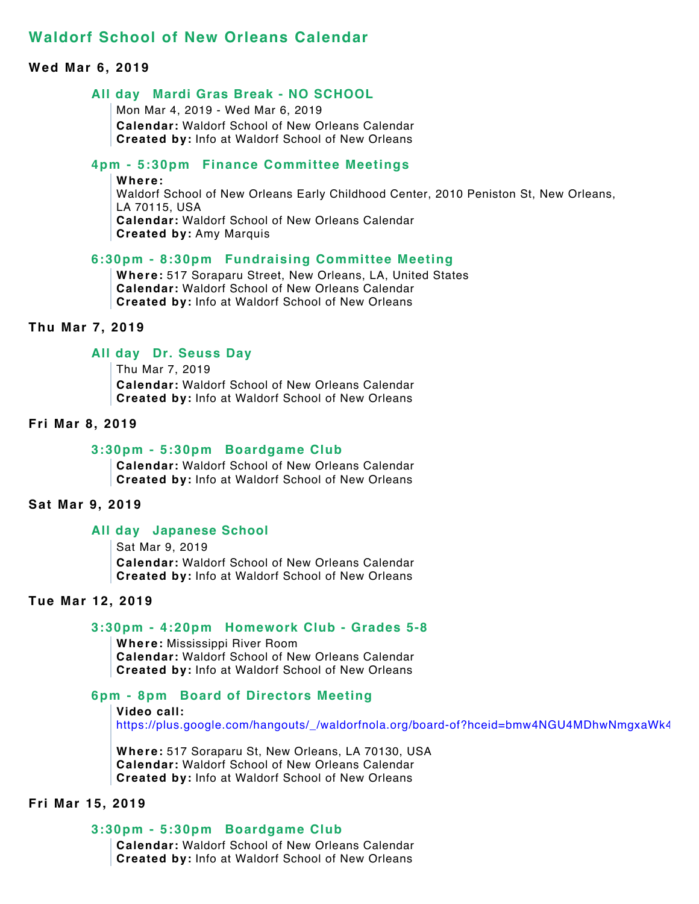## Waldorf School of New Orleans Calendar

### Wed Mar 6, 2019

**All day Mardi Gras Break - NO SCHOOL**

Mon Mar 4, 2019 - Wed Mar 6, 2019
**Calendar:** Waldorf School of New Orleans Calendar
**Created by:** Info at Waldorf School of New Orleans

**4pm - 5:30pm Finance Committee Meetings**

**Where:**
Waldorf School of New Orleans Early Childhood Center, 2010 Peniston St, New Orleans, LA 70115, USA
**Calendar:** Waldorf School of New Orleans Calendar
**Created by:** Amy Marquis

**6:30pm - 8:30pm Fundraising Committee Meeting**

**Where:** 517 Soraparu Street, New Orleans, LA, United States
**Calendar:** Waldorf School of New Orleans Calendar
**Created by:** Info at Waldorf School of New Orleans

### Thu Mar 7, 2019

**All day Dr. Seuss Day**

Thu Mar 7, 2019
**Calendar:** Waldorf School of New Orleans Calendar
**Created by:** Info at Waldorf School of New Orleans

### Fri Mar 8, 2019

**3:30pm - 5:30pm Boardgame Club**

**Calendar:** Waldorf School of New Orleans Calendar
**Created by:** Info at Waldorf School of New Orleans

### Sat Mar 9, 2019

**All day Japanese School**

Sat Mar 9, 2019
**Calendar:** Waldorf School of New Orleans Calendar
**Created by:** Info at Waldorf School of New Orleans

### Tue Mar 12, 2019

**3:30pm - 4:20pm Homework Club - Grades 5-8**

**Where:** Mississippi River Room
**Calendar:** Waldorf School of New Orleans Calendar
**Created by:** Info at Waldorf School of New Orleans

**6pm - 8pm Board of Directors Meeting**

**Video call:**
https://plus.google.com/hangouts/_/waldorfnola.org/board-of?hceid=bmw4NGU4MDhwNmgxaWk4

**Where:** 517 Soraparu St, New Orleans, LA 70130, USA
**Calendar:** Waldorf School of New Orleans Calendar
**Created by:** Info at Waldorf School of New Orleans

### Fri Mar 15, 2019

**3:30pm - 5:30pm Boardgame Club**

**Calendar:** Waldorf School of New Orleans Calendar
**Created by:** Info at Waldorf School of New Orleans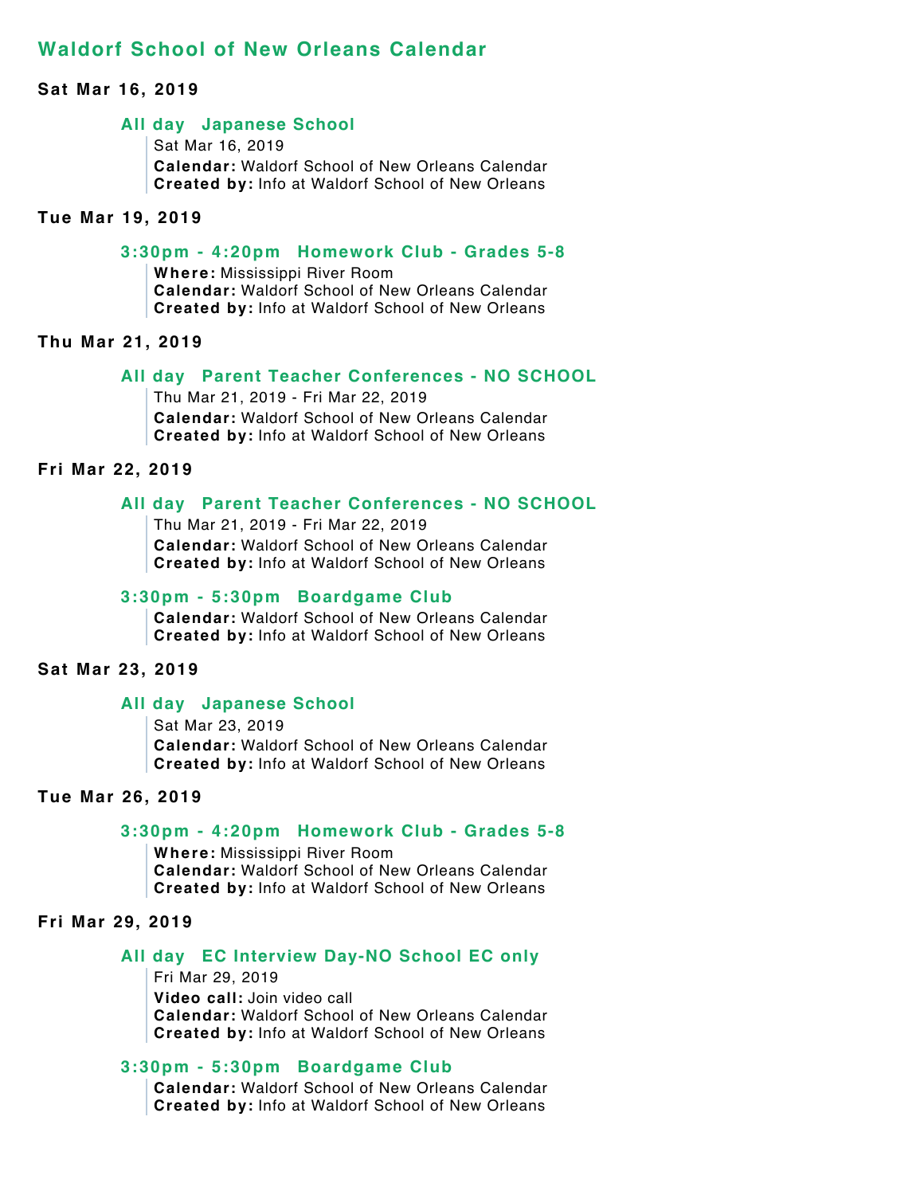## Waldorf School of New Orleans Calendar

**Sat Mar 16, 2019**

### All day Japanese School

Sat Mar 16, 2019
**Calendar:** Waldorf School of New Orleans Calendar
**Created by:** Info at Waldorf School of New Orleans

**Tue Mar 19, 2019**

### 3:30pm - 4:20pm Homework Club - Grades 5-8

**Where:** Mississippi River Room
**Calendar:** Waldorf School of New Orleans Calendar
**Created by:** Info at Waldorf School of New Orleans

**Thu Mar 21, 2019**

### All day Parent Teacher Conferences - NO SCHOOL

Thu Mar 21, 2019 - Fri Mar 22, 2019
**Calendar:** Waldorf School of New Orleans Calendar
**Created by:** Info at Waldorf School of New Orleans

**Fri Mar 22, 2019**

### All day Parent Teacher Conferences - NO SCHOOL

Thu Mar 21, 2019 - Fri Mar 22, 2019
**Calendar:** Waldorf School of New Orleans Calendar
**Created by:** Info at Waldorf School of New Orleans

### 3:30pm - 5:30pm Boardgame Club

**Calendar:** Waldorf School of New Orleans Calendar
**Created by:** Info at Waldorf School of New Orleans

**Sat Mar 23, 2019**

### All day Japanese School

Sat Mar 23, 2019
**Calendar:** Waldorf School of New Orleans Calendar
**Created by:** Info at Waldorf School of New Orleans

**Tue Mar 26, 2019**

### 3:30pm - 4:20pm Homework Club - Grades 5-8

**Where:** Mississippi River Room
**Calendar:** Waldorf School of New Orleans Calendar
**Created by:** Info at Waldorf School of New Orleans

**Fri Mar 29, 2019**

### All day EC Interview Day-NO School EC only

Fri Mar 29, 2019
**Video call:** Join video call
**Calendar:** Waldorf School of New Orleans Calendar
**Created by:** Info at Waldorf School of New Orleans

### 3:30pm - 5:30pm Boardgame Club

**Calendar:** Waldorf School of New Orleans Calendar
**Created by:** Info at Waldorf School of New Orleans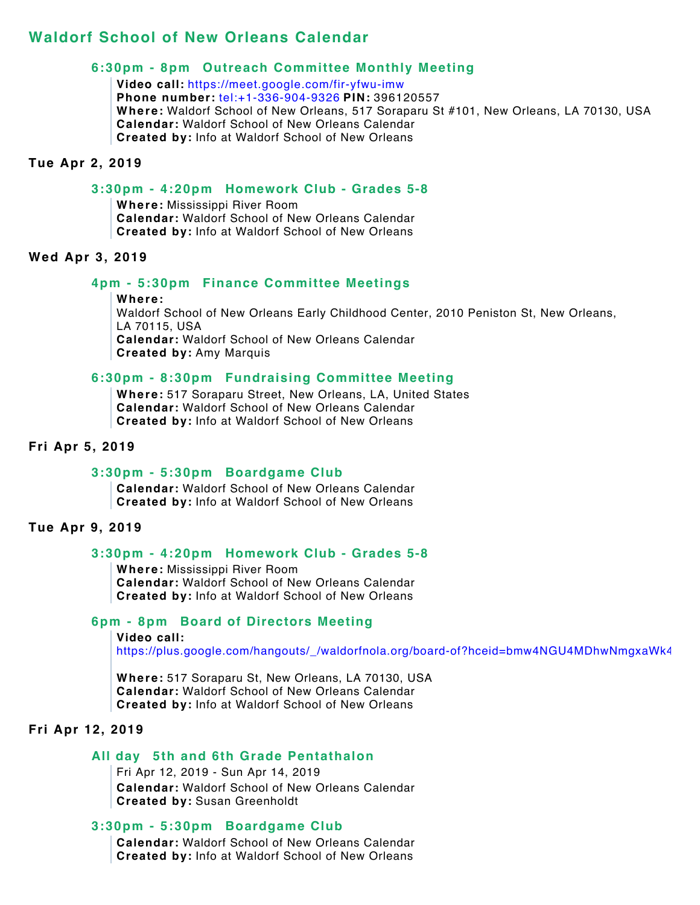## Waldorf School of New Orleans Calendar

### 6:30pm - 8pm Outreach Committee Monthly Meeting

**Video call:** https://meet.google.com/fir-yfwu-imw
**Phone number:** tel:+1-336-904-9326 **PIN:** 396120557
**Where:** Waldorf School of New Orleans, 517 Soraparu St #101, New Orleans, LA 70130, USA
**Calendar:** Waldorf School of New Orleans Calendar
**Created by:** Info at Waldorf School of New Orleans

**Tue Apr 2, 2019**

### 3:30pm - 4:20pm Homework Club - Grades 5-8

**Where:** Mississippi River Room
**Calendar:** Waldorf School of New Orleans Calendar
**Created by:** Info at Waldorf School of New Orleans

**Wed Apr 3, 2019**

### 4pm - 5:30pm Finance Committee Meetings

**Where:**
Waldorf School of New Orleans Early Childhood Center, 2010 Peniston St, New Orleans, LA 70115, USA
**Calendar:** Waldorf School of New Orleans Calendar
**Created by:** Amy Marquis

### 6:30pm - 8:30pm Fundraising Committee Meeting

**Where:** 517 Soraparu Street, New Orleans, LA, United States
**Calendar:** Waldorf School of New Orleans Calendar
**Created by:** Info at Waldorf School of New Orleans

**Fri Apr 5, 2019**

### 3:30pm - 5:30pm Boardgame Club

**Calendar:** Waldorf School of New Orleans Calendar
**Created by:** Info at Waldorf School of New Orleans

**Tue Apr 9, 2019**

### 3:30pm - 4:20pm Homework Club - Grades 5-8

**Where:** Mississippi River Room
**Calendar:** Waldorf School of New Orleans Calendar
**Created by:** Info at Waldorf School of New Orleans

### 6pm - 8pm Board of Directors Meeting

**Video call:**
https://plus.google.com/hangouts/_/waldorfnola.org/board-of?hceid=bmw4NGU4MDhwNmgxaWk4

**Where:** 517 Soraparu St, New Orleans, LA 70130, USA
**Calendar:** Waldorf School of New Orleans Calendar
**Created by:** Info at Waldorf School of New Orleans

**Fri Apr 12, 2019**

### All day 5th and 6th Grade Pentathalon

Fri Apr 12, 2019 - Sun Apr 14, 2019
**Calendar:** Waldorf School of New Orleans Calendar
**Created by:** Susan Greenholdt

### 3:30pm - 5:30pm Boardgame Club

**Calendar:** Waldorf School of New Orleans Calendar
**Created by:** Info at Waldorf School of New Orleans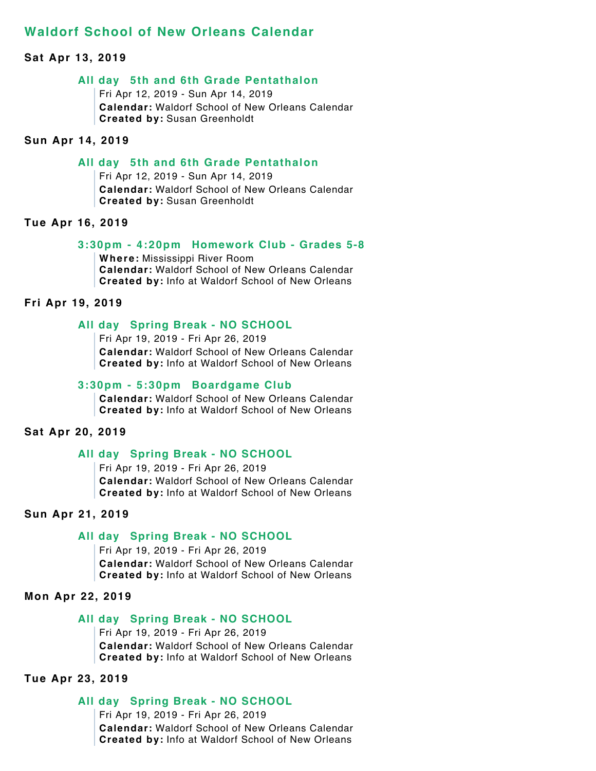## Waldorf School of New Orleans Calendar

### Sat Apr 13, 2019

**All day 5th and 6th Grade Pentathalon**

Fri Apr 12, 2019 - Sun Apr 14, 2019
**Calendar:** Waldorf School of New Orleans Calendar
**Created by:** Susan Greenholdt

### Sun Apr 14, 2019

**All day 5th and 6th Grade Pentathalon**

Fri Apr 12, 2019 - Sun Apr 14, 2019
**Calendar:** Waldorf School of New Orleans Calendar
**Created by:** Susan Greenholdt

### Tue Apr 16, 2019

**3:30pm - 4:20pm Homework Club - Grades 5-8**

**Where:** Mississippi River Room
**Calendar:** Waldorf School of New Orleans Calendar
**Created by:** Info at Waldorf School of New Orleans

### Fri Apr 19, 2019

**All day Spring Break - NO SCHOOL**

Fri Apr 19, 2019 - Fri Apr 26, 2019
**Calendar:** Waldorf School of New Orleans Calendar
**Created by:** Info at Waldorf School of New Orleans

**3:30pm - 5:30pm Boardgame Club**

**Calendar:** Waldorf School of New Orleans Calendar
**Created by:** Info at Waldorf School of New Orleans

### Sat Apr 20, 2019

**All day Spring Break - NO SCHOOL**

Fri Apr 19, 2019 - Fri Apr 26, 2019
**Calendar:** Waldorf School of New Orleans Calendar
**Created by:** Info at Waldorf School of New Orleans

### Sun Apr 21, 2019

**All day Spring Break - NO SCHOOL**

Fri Apr 19, 2019 - Fri Apr 26, 2019
**Calendar:** Waldorf School of New Orleans Calendar
**Created by:** Info at Waldorf School of New Orleans

### Mon Apr 22, 2019

**All day Spring Break - NO SCHOOL**

Fri Apr 19, 2019 - Fri Apr 26, 2019
**Calendar:** Waldorf School of New Orleans Calendar
**Created by:** Info at Waldorf School of New Orleans

### Tue Apr 23, 2019

**All day Spring Break - NO SCHOOL**

Fri Apr 19, 2019 - Fri Apr 26, 2019
**Calendar:** Waldorf School of New Orleans Calendar
**Created by:** Info at Waldorf School of New Orleans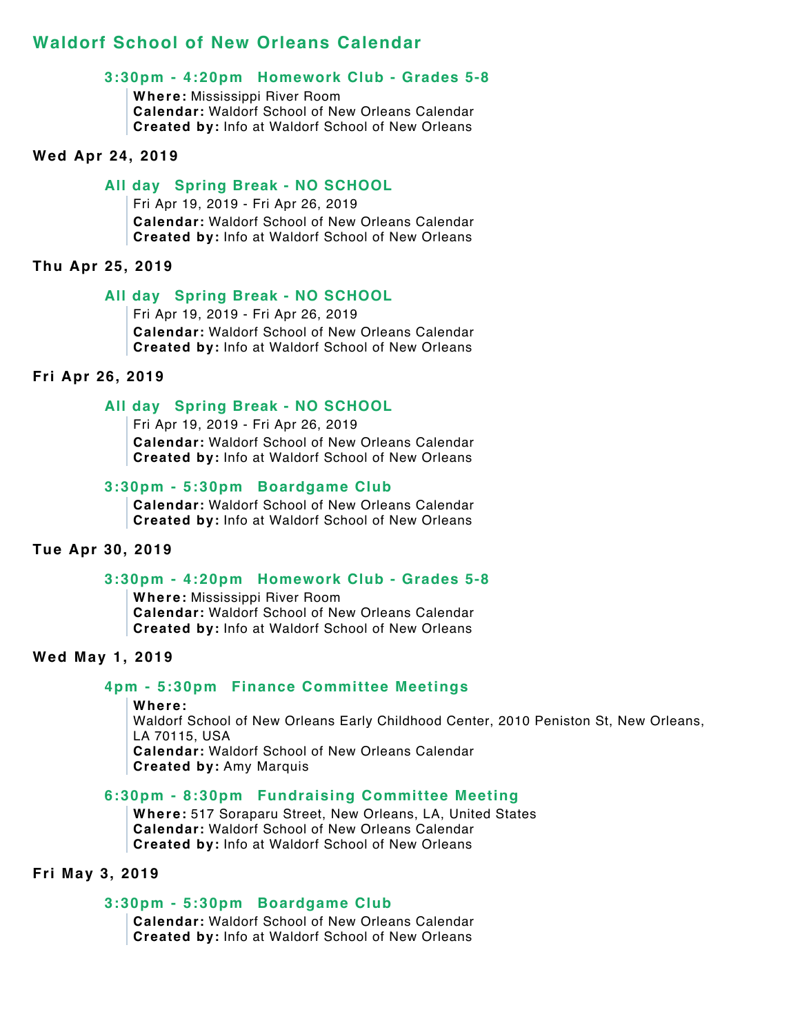## Waldorf School of New Orleans Calendar

### 3:30pm - 4:20pm Homework Club - Grades 5-8

**Where:** Mississippi River Room
**Calendar:** Waldorf School of New Orleans Calendar
**Created by:** Info at Waldorf School of New Orleans

**Wed Apr 24, 2019**

### All day Spring Break - NO SCHOOL

Fri Apr 19, 2019 - Fri Apr 26, 2019
**Calendar:** Waldorf School of New Orleans Calendar
**Created by:** Info at Waldorf School of New Orleans

**Thu Apr 25, 2019**

### All day Spring Break - NO SCHOOL

Fri Apr 19, 2019 - Fri Apr 26, 2019
**Calendar:** Waldorf School of New Orleans Calendar
**Created by:** Info at Waldorf School of New Orleans

**Fri Apr 26, 2019**

### All day Spring Break - NO SCHOOL

Fri Apr 19, 2019 - Fri Apr 26, 2019
**Calendar:** Waldorf School of New Orleans Calendar
**Created by:** Info at Waldorf School of New Orleans

### 3:30pm - 5:30pm Boardgame Club

**Calendar:** Waldorf School of New Orleans Calendar
**Created by:** Info at Waldorf School of New Orleans

**Tue Apr 30, 2019**

### 3:30pm - 4:20pm Homework Club - Grades 5-8

**Where:** Mississippi River Room
**Calendar:** Waldorf School of New Orleans Calendar
**Created by:** Info at Waldorf School of New Orleans

**Wed May 1, 2019**

### 4pm - 5:30pm Finance Committee Meetings

**Where:**
Waldorf School of New Orleans Early Childhood Center, 2010 Peniston St, New Orleans, LA 70115, USA
**Calendar:** Waldorf School of New Orleans Calendar
**Created by:** Amy Marquis

### 6:30pm - 8:30pm Fundraising Committee Meeting

**Where:** 517 Soraparu Street, New Orleans, LA, United States
**Calendar:** Waldorf School of New Orleans Calendar
**Created by:** Info at Waldorf School of New Orleans

**Fri May 3, 2019**

### 3:30pm - 5:30pm Boardgame Club

**Calendar:** Waldorf School of New Orleans Calendar
**Created by:** Info at Waldorf School of New Orleans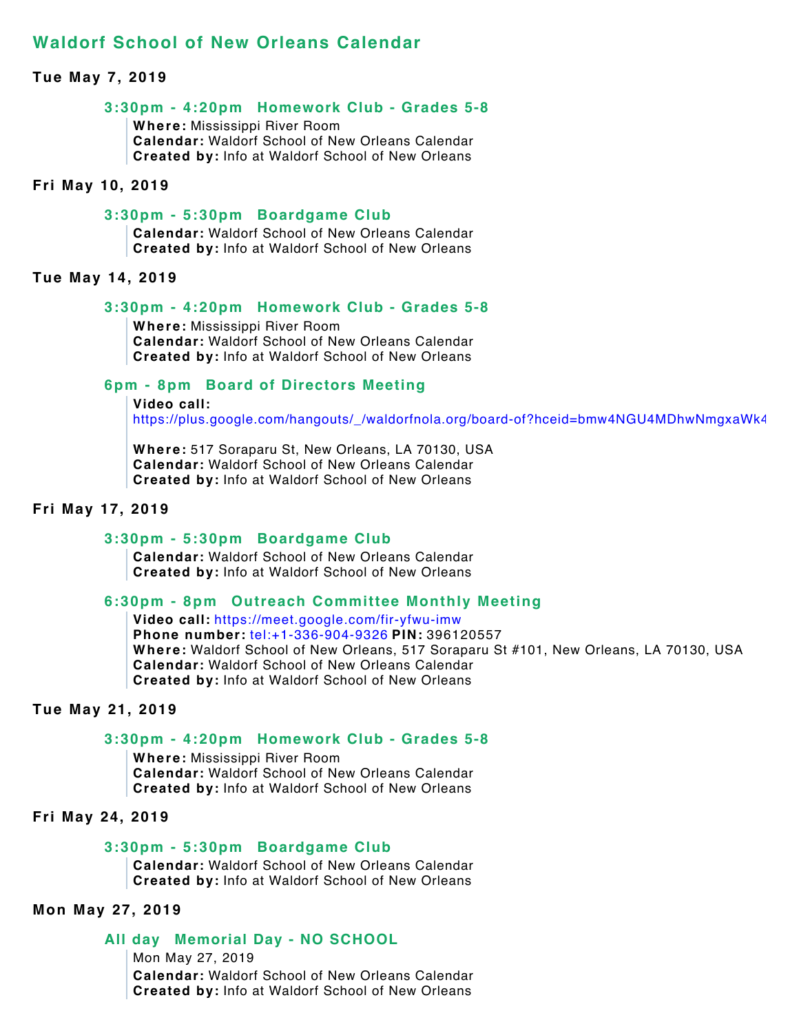# Waldorf School of New Orleans Calendar

**Tue May 7, 2019**

### 3:30pm - 4:20pm Homework Club - Grades 5-8

**Where:** Mississippi River Room
**Calendar:** Waldorf School of New Orleans Calendar
**Created by:** Info at Waldorf School of New Orleans

**Fri May 10, 2019**

### 3:30pm - 5:30pm Boardgame Club

**Calendar:** Waldorf School of New Orleans Calendar
**Created by:** Info at Waldorf School of New Orleans

**Tue May 14, 2019**

### 3:30pm - 4:20pm Homework Club - Grades 5-8

**Where:** Mississippi River Room
**Calendar:** Waldorf School of New Orleans Calendar
**Created by:** Info at Waldorf School of New Orleans

### 6pm - 8pm Board of Directors Meeting

**Video call:**
https://plus.google.com/hangouts/_/waldorfnola.org/board-of?hceid=bmw4NGU4MDhwNmgxaWk4

**Where:** 517 Soraparu St, New Orleans, LA 70130, USA
**Calendar:** Waldorf School of New Orleans Calendar
**Created by:** Info at Waldorf School of New Orleans

**Fri May 17, 2019**

### 3:30pm - 5:30pm Boardgame Club

**Calendar:** Waldorf School of New Orleans Calendar
**Created by:** Info at Waldorf School of New Orleans

### 6:30pm - 8pm Outreach Committee Monthly Meeting

**Video call:** https://meet.google.com/fir-yfwu-imw
**Phone number:** tel:+1-336-904-9326 **PIN:** 396120557
**Where:** Waldorf School of New Orleans, 517 Soraparu St #101, New Orleans, LA 70130, USA
**Calendar:** Waldorf School of New Orleans Calendar
**Created by:** Info at Waldorf School of New Orleans

**Tue May 21, 2019**

### 3:30pm - 4:20pm Homework Club - Grades 5-8

**Where:** Mississippi River Room
**Calendar:** Waldorf School of New Orleans Calendar
**Created by:** Info at Waldorf School of New Orleans

**Fri May 24, 2019**

### 3:30pm - 5:30pm Boardgame Club

**Calendar:** Waldorf School of New Orleans Calendar
**Created by:** Info at Waldorf School of New Orleans

**Mon May 27, 2019**

### All day Memorial Day - NO SCHOOL

Mon May 27, 2019
**Calendar:** Waldorf School of New Orleans Calendar
**Created by:** Info at Waldorf School of New Orleans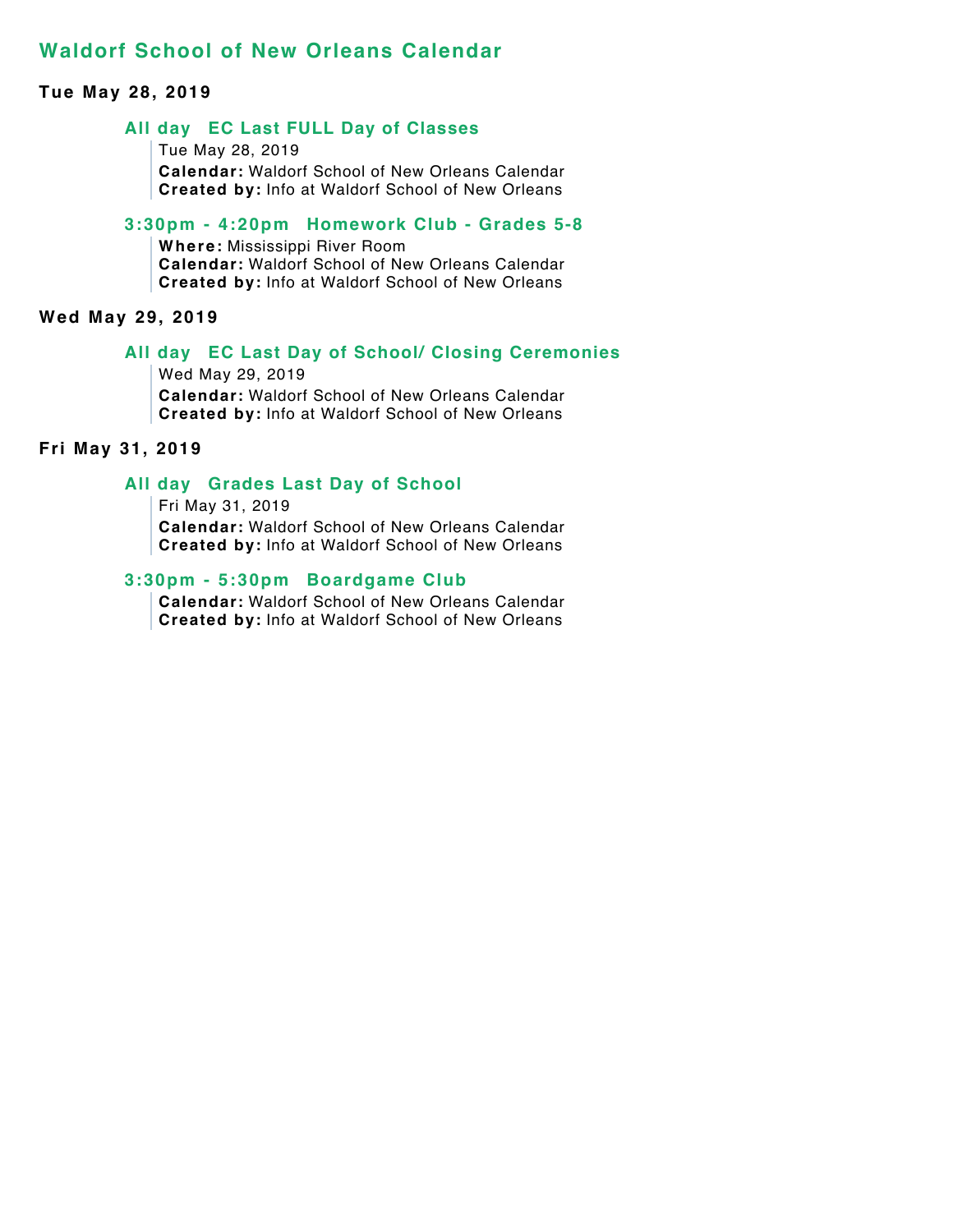# Waldorf School of New Orleans Calendar

**Tue May 28, 2019**

### All day EC Last FULL Day of Classes

Tue May 28, 2019
**Calendar:** Waldorf School of New Orleans Calendar
**Created by:** Info at Waldorf School of New Orleans

### 3:30pm - 4:20pm Homework Club - Grades 5-8

**Where:** Mississippi River Room
**Calendar:** Waldorf School of New Orleans Calendar
**Created by:** Info at Waldorf School of New Orleans

**Wed May 29, 2019**

### All day EC Last Day of School/ Closing Ceremonies

Wed May 29, 2019
**Calendar:** Waldorf School of New Orleans Calendar
**Created by:** Info at Waldorf School of New Orleans

**Fri May 31, 2019**

### All day Grades Last Day of School

Fri May 31, 2019
**Calendar:** Waldorf School of New Orleans Calendar
**Created by:** Info at Waldorf School of New Orleans

### 3:30pm - 5:30pm Boardgame Club

**Calendar:** Waldorf School of New Orleans Calendar
**Created by:** Info at Waldorf School of New Orleans